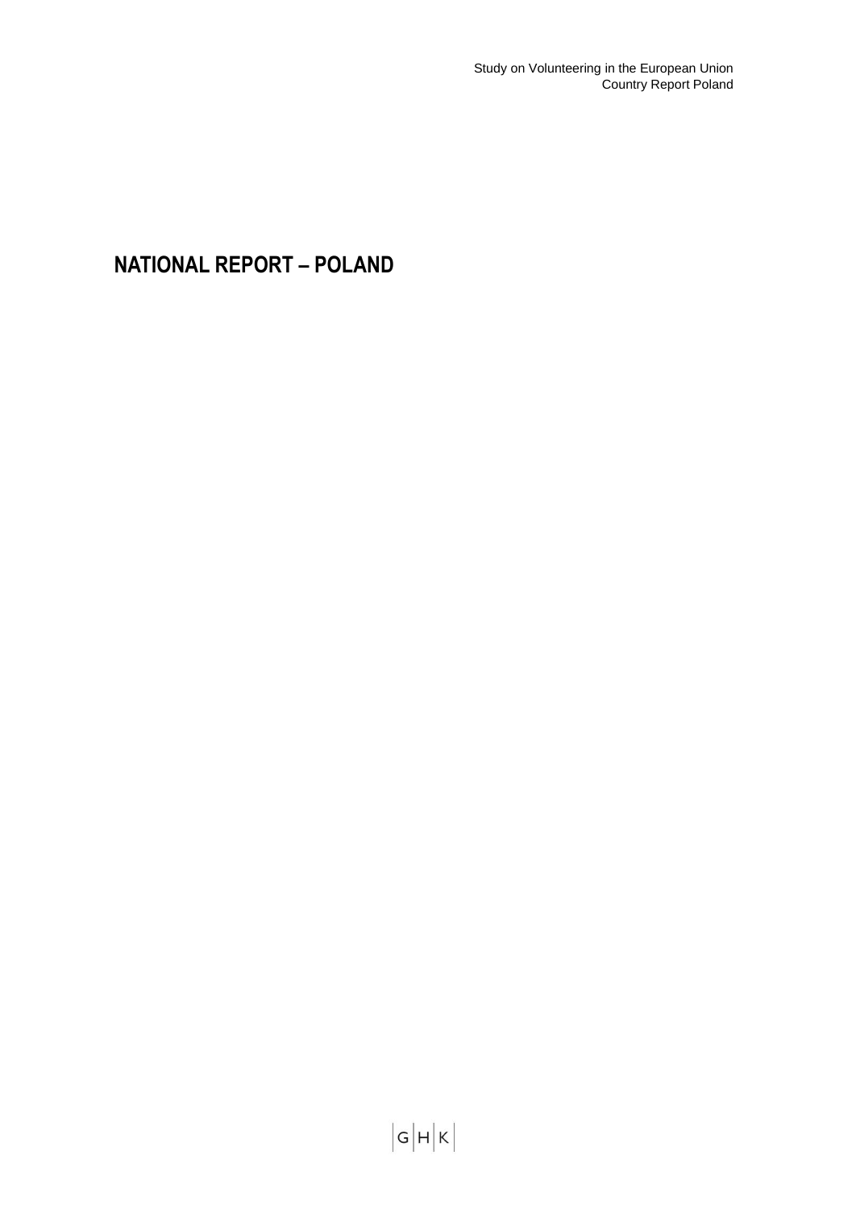# NATIONAL REPORT – POLAND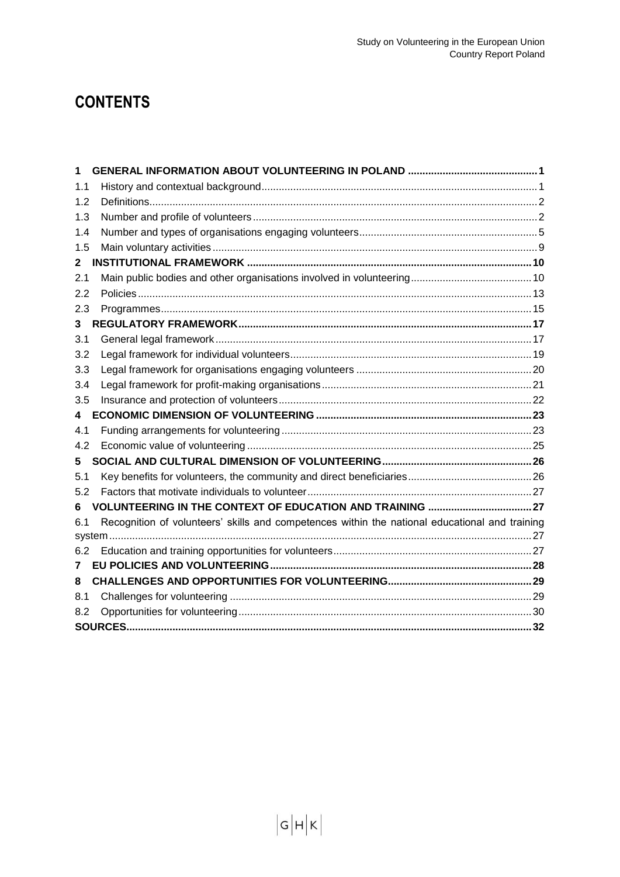# CONTENTS

**1 GENERAL INFORMATION ABOUT VOLUNTEERING IN POLAND .......... 1**

1.1 History and contextual background .......... 1

1.2 Definitions .......... 2

1.3 Number and profile of volunteers .......... 2

1.4 Number and types of organisations engaging volunteers .......... 5

1.5 Main voluntary activities .......... 9

**2 INSTITUTIONAL FRAMEWORK .......... 10**

2.1 Main public bodies and other organisations involved in volunteering .......... 10

2.2 Policies .......... 13

2.3 Programmes .......... 15

**3 REGULATORY FRAMEWORK .......... 17**

3.1 General legal framework .......... 17

3.2 Legal framework for individual volunteers .......... 19

3.3 Legal framework for organisations engaging volunteers .......... 20

3.4 Legal framework for profit-making organisations .......... 21

3.5 Insurance and protection of volunteers .......... 22

**4 ECONOMIC DIMENSION OF VOLUNTEERING .......... 23**

4.1 Funding arrangements for volunteering .......... 23

4.2 Economic value of volunteering .......... 25

**5 SOCIAL AND CULTURAL DIMENSION OF VOLUNTEERING .......... 26**

5.1 Key benefits for volunteers, the community and direct beneficiaries .......... 26

5.2 Factors that motivate individuals to volunteer .......... 27

**6 VOLUNTEERING IN THE CONTEXT OF EDUCATION AND TRAINING .......... 27**

6.1 Recognition of volunteers' skills and competences within the national educational and training system .......... 27

6.2 Education and training opportunities for volunteers .......... 27

**7 EU POLICIES AND VOLUNTEERING .......... 28**

**8 CHALLENGES AND OPPORTUNITIES FOR VOLUNTEERING .......... 29**

8.1 Challenges for volunteering .......... 29

8.2 Opportunities for volunteering .......... 30

**SOURCES .......... 32**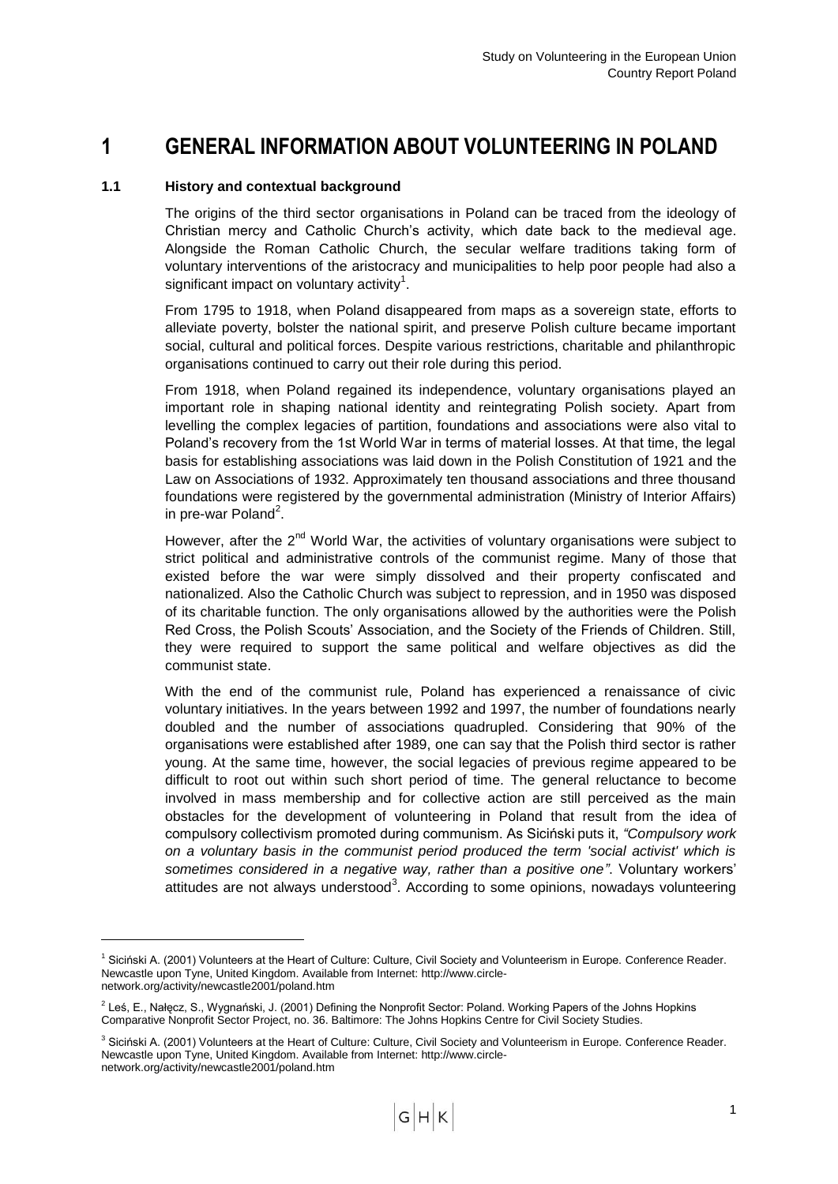# 1 GENERAL INFORMATION ABOUT VOLUNTEERING IN POLAND

### 1.1 History and contextual background

The origins of the third sector organisations in Poland can be traced from the ideology of Christian mercy and Catholic Church's activity, which date back to the medieval age. Alongside the Roman Catholic Church, the secular welfare traditions taking form of voluntary interventions of the aristocracy and municipalities to help poor people had also a significant impact on voluntary activity[1].

From 1795 to 1918, when Poland disappeared from maps as a sovereign state, efforts to alleviate poverty, bolster the national spirit, and preserve Polish culture became important social, cultural and political forces. Despite various restrictions, charitable and philanthropic organisations continued to carry out their role during this period.

From 1918, when Poland regained its independence, voluntary organisations played an important role in shaping national identity and reintegrating Polish society. Apart from levelling the complex legacies of partition, foundations and associations were also vital to Poland's recovery from the 1st World War in terms of material losses. At that time, the legal basis for establishing associations was laid down in the Polish Constitution of 1921 and the Law on Associations of 1932. Approximately ten thousand associations and three thousand foundations were registered by the governmental administration (Ministry of Interior Affairs) in pre-war Poland[2].

However, after the 2nd World War, the activities of voluntary organisations were subject to strict political and administrative controls of the communist regime. Many of those that existed before the war were simply dissolved and their property confiscated and nationalized. Also the Catholic Church was subject to repression, and in 1950 was disposed of its charitable function. The only organisations allowed by the authorities were the Polish Red Cross, the Polish Scouts' Association, and the Society of the Friends of Children. Still, they were required to support the same political and welfare objectives as did the communist state.

With the end of the communist rule, Poland has experienced a renaissance of civic voluntary initiatives. In the years between 1992 and 1997, the number of foundations nearly doubled and the number of associations quadrupled. Considering that 90% of the organisations were established after 1989, one can say that the Polish third sector is rather young. At the same time, however, the social legacies of previous regime appeared to be difficult to root out within such short period of time. The general reluctance to become involved in mass membership and for collective action are still perceived as the main obstacles for the development of volunteering in Poland that result from the idea of compulsory collectivism promoted during communism. As Siciński puts it, *"Compulsory work on a voluntary basis in the communist period produced the term 'social activist' which is sometimes considered in a negative way, rather than a positive one"*. Voluntary workers' attitudes are not always understood[3]. According to some opinions, nowadays volunteering

---

[1] Siciński A. (2001) Volunteers at the Heart of Culture: Culture, Civil Society and Volunteerism in Europe. Conference Reader. Newcastle upon Tyne, United Kingdom. Available from Internet: http://www.circle-network.org/activity/newcastle2001/poland.htm

[2] Leś, E., Nałęcz, S., Wygnański, J. (2001) Defining the Nonprofit Sector: Poland. Working Papers of the Johns Hopkins Comparative Nonprofit Sector Project, no. 36. Baltimore: The Johns Hopkins Centre for Civil Society Studies.

[3] Siciński A. (2001) Volunteers at the Heart of Culture: Culture, Civil Society and Volunteerism in Europe. Conference Reader. Newcastle upon Tyne, United Kingdom. Available from Internet: http://www.circle-network.org/activity/newcastle2001/poland.htm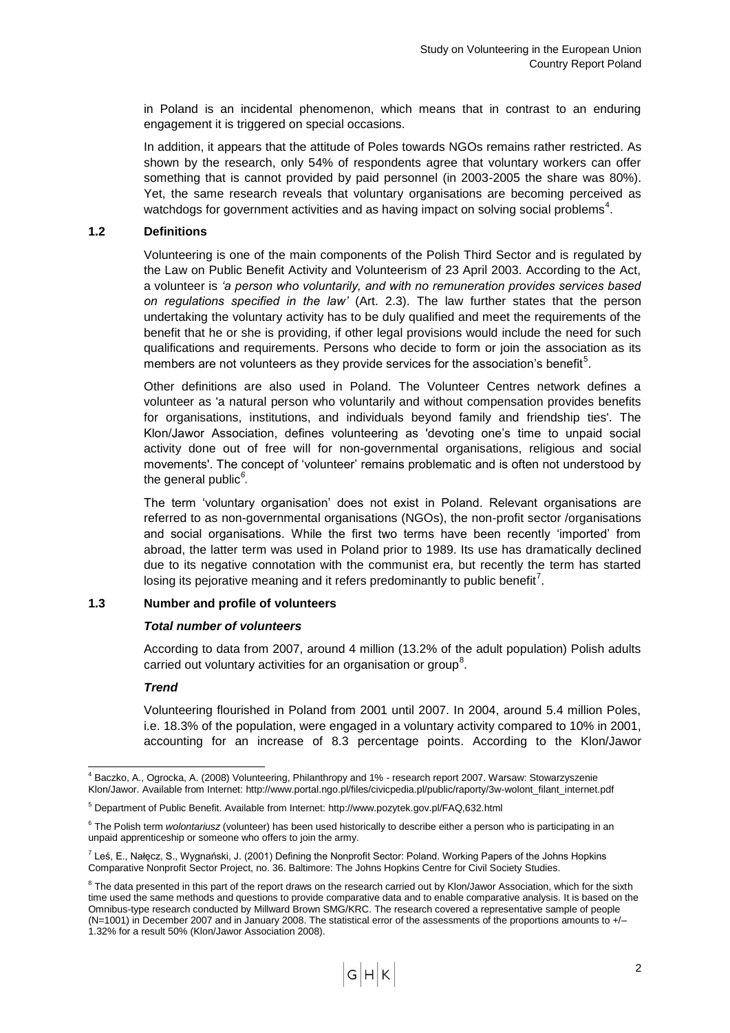in Poland is an incidental phenomenon, which means that in contrast to an enduring engagement it is triggered on special occasions.

In addition, it appears that the attitude of Poles towards NGOs remains rather restricted. As shown by the research, only 54% of respondents agree that voluntary workers can offer something that is cannot provided by paid personnel (in 2003-2005 the share was 80%). Yet, the same research reveals that voluntary organisations are becoming perceived as watchdogs for government activities and as having impact on solving social problems[4].

### 1.2 Definitions

Volunteering is one of the main components of the Polish Third Sector and is regulated by the Law on Public Benefit Activity and Volunteerism of 23 April 2003. According to the Act, a volunteer is *'a person who voluntarily, and with no remuneration provides services based on regulations specified in the law'* (Art. 2.3). The law further states that the person undertaking the voluntary activity has to be duly qualified and meet the requirements of the benefit that he or she is providing, if other legal provisions would include the need for such qualifications and requirements. Persons who decide to form or join the association as its members are not volunteers as they provide services for the association's benefit[5].

Other definitions are also used in Poland. The Volunteer Centres network defines a volunteer as 'a natural person who voluntarily and without compensation provides benefits for organisations, institutions, and individuals beyond family and friendship ties'. The Klon/Jawor Association, defines volunteering as 'devoting one's time to unpaid social activity done out of free will for non-governmental organisations, religious and social movements'. The concept of 'volunteer' remains problematic and is often not understood by the general public[6].

The term 'voluntary organisation' does not exist in Poland. Relevant organisations are referred to as non-governmental organisations (NGOs), the non-profit sector /organisations and social organisations. While the first two terms have been recently 'imported' from abroad, the latter term was used in Poland prior to 1989. Its use has dramatically declined due to its negative connotation with the communist era, but recently the term has started losing its pejorative meaning and it refers predominantly to public benefit[7].

### 1.3 Number and profile of volunteers

***Total number of volunteers***

According to data from 2007, around 4 million (13.2% of the adult population) Polish adults carried out voluntary activities for an organisation or group[8].

***Trend***

Volunteering flourished in Poland from 2001 until 2007. In 2004, around 5.4 million Poles, i.e. 18.3% of the population, were engaged in a voluntary activity compared to 10% in 2001, accounting for an increase of 8.3 percentage points. According to the Klon/Jawor

---

[4] Baczko, A., Ogrocka, A. (2008) Volunteering, Philanthropy and 1% - research report 2007. Warsaw: Stowarzyszenie Klon/Jawor. Available from Internet: http://www.portal.ngo.pl/files/civicpedia.pl/public/raporty/3w-wolont_filant_internet.pdf

[5] Department of Public Benefit. Available from Internet: http://www.pozytek.gov.pl/FAQ,632.html

[6] The Polish term *wolontariusz* (volunteer) has been used historically to describe either a person who is participating in an unpaid apprenticeship or someone who offers to join the army.

[7] Leś, E., Nałęcz, S., Wygnański, J. (2001) Defining the Nonprofit Sector: Poland. Working Papers of the Johns Hopkins Comparative Nonprofit Sector Project, no. 36. Baltimore: The Johns Hopkins Centre for Civil Society Studies.

[8] The data presented in this part of the report draws on the research carried out by Klon/Jawor Association, which for the sixth time used the same methods and questions to provide comparative data and to enable comparative analysis. It is based on the Omnibus-type research conducted by Millward Brown SMG/KRC. The research covered a representative sample of people (N=1001) in December 2007 and in January 2008. The statistical error of the assessments of the proportions amounts to +/– 1.32% for a result 50% (Klon/Jawor Association 2008).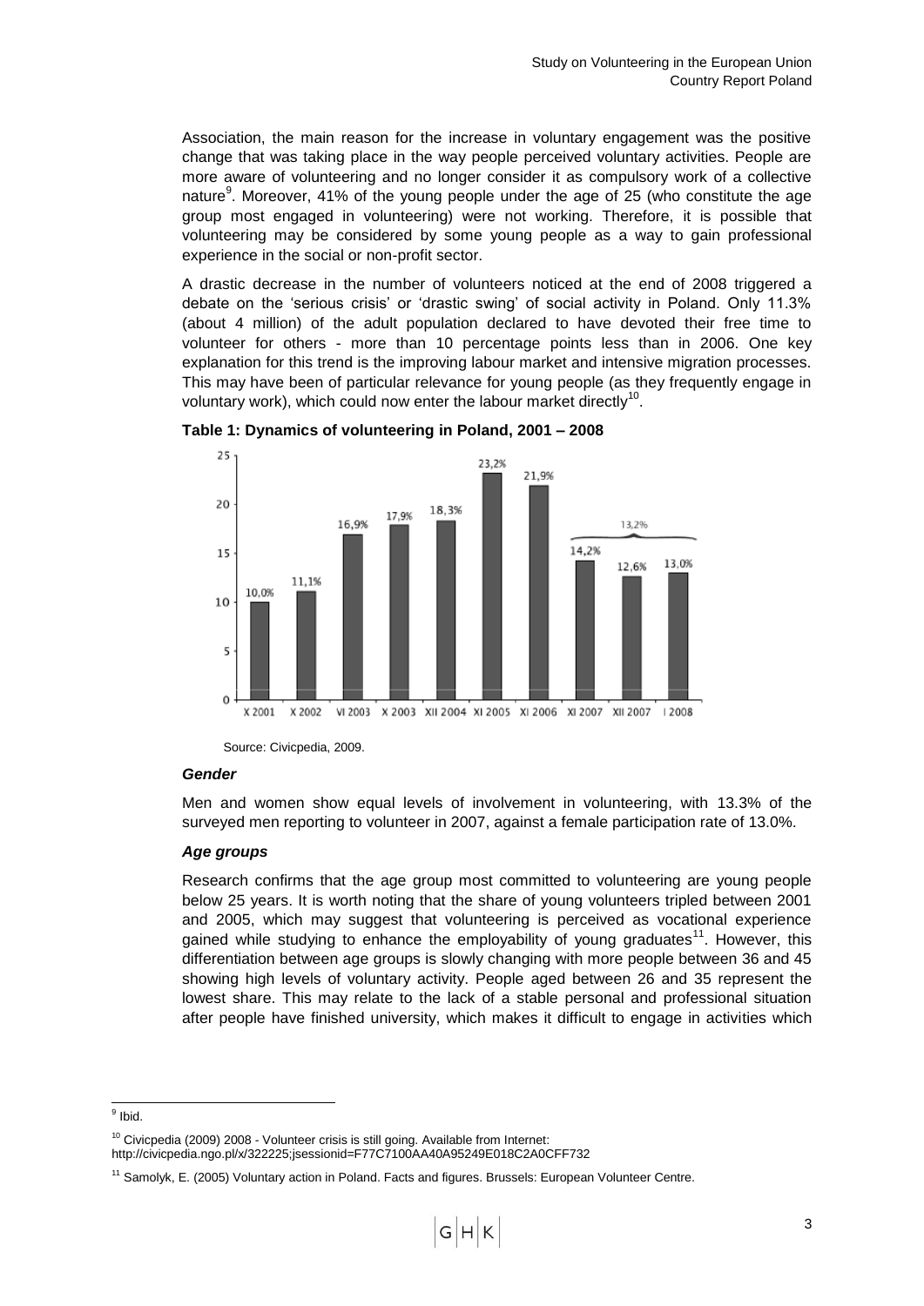Association, the main reason for the increase in voluntary engagement was the positive change that was taking place in the way people perceived voluntary activities. People are more aware of volunteering and no longer consider it as compulsory work of a collective nature[9]. Moreover, 41% of the young people under the age of 25 (who constitute the age group most engaged in volunteering) were not working. Therefore, it is possible that volunteering may be considered by some young people as a way to gain professional experience in the social or non-profit sector.

A drastic decrease in the number of volunteers noticed at the end of 2008 triggered a debate on the 'serious crisis' or 'drastic swing' of social activity in Poland. Only 11.3% (about 4 million) of the adult population declared to have devoted their free time to volunteer for others - more than 10 percentage points less than in 2006. One key explanation for this trend is the improving labour market and intensive migration processes. This may have been of particular relevance for young people (as they frequently engage in voluntary work), which could now enter the labour market directly[10].

**Table 1: Dynamics of volunteering in Poland, 2001 – 2008**

| X 2001 | X 2002 | VI 2003 | X 2003 | XII 2004 | XI 2005 | XI 2006 | XI 2007 | XII 2007 | I 2008 |
|---|---|---|---|---|---|---|---|---|---|
| 10,0% | 11,1% | 16,9% | 17,9% | 18,3% | 23,2% | 21,9% | 14,2% | 12,6% | 13,0% |

(XI 2007 – I 2008 average: 13,2%)

Source: Civicpedia, 2009.

### *Gender*

Men and women show equal levels of involvement in volunteering, with 13.3% of the surveyed men reporting to volunteer in 2007, against a female participation rate of 13.0%.

### *Age groups*

Research confirms that the age group most committed to volunteering are young people below 25 years. It is worth noting that the share of young volunteers tripled between 2001 and 2005, which may suggest that volunteering is perceived as vocational experience gained while studying to enhance the employability of young graduates[11]. However, this differentiation between age groups is slowly changing with more people between 36 and 45 showing high levels of voluntary activity. People aged between 26 and 35 represent the lowest share. This may relate to the lack of a stable personal and professional situation after people have finished university, which makes it difficult to engage in activities which

---

[9] Ibid.

[10] Civicpedia (2009) 2008 - Volunteer crisis is still going. Available from Internet: http://civicpedia.ngo.pl/x/322225;jsessionid=F77C7100AA40A95249E018C2A0CFF732

[11] Samolyk, E. (2005) Voluntary action in Poland. Facts and figures. Brussels: European Volunteer Centre.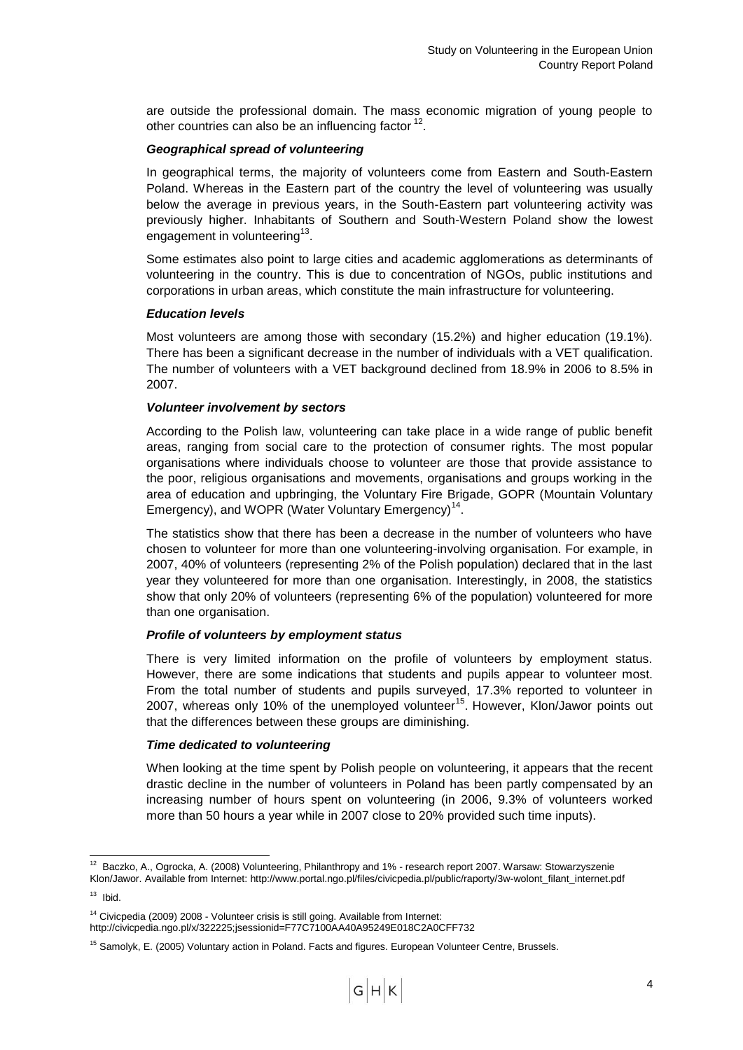are outside the professional domain. The mass economic migration of young people to other countries can also be an influencing factor [12].

### *Geographical spread of volunteering*

In geographical terms, the majority of volunteers come from Eastern and South-Eastern Poland. Whereas in the Eastern part of the country the level of volunteering was usually below the average in previous years, in the South-Eastern part volunteering activity was previously higher. Inhabitants of Southern and South-Western Poland show the lowest engagement in volunteering[13].

Some estimates also point to large cities and academic agglomerations as determinants of volunteering in the country. This is due to concentration of NGOs, public institutions and corporations in urban areas, which constitute the main infrastructure for volunteering.

### *Education levels*

Most volunteers are among those with secondary (15.2%) and higher education (19.1%). There has been a significant decrease in the number of individuals with a VET qualification. The number of volunteers with a VET background declined from 18.9% in 2006 to 8.5% in 2007.

### *Volunteer involvement by sectors*

According to the Polish law, volunteering can take place in a wide range of public benefit areas, ranging from social care to the protection of consumer rights. The most popular organisations where individuals choose to volunteer are those that provide assistance to the poor, religious organisations and movements, organisations and groups working in the area of education and upbringing, the Voluntary Fire Brigade, GOPR (Mountain Voluntary Emergency), and WOPR (Water Voluntary Emergency)[14].

The statistics show that there has been a decrease in the number of volunteers who have chosen to volunteer for more than one volunteering-involving organisation. For example, in 2007, 40% of volunteers (representing 2% of the Polish population) declared that in the last year they volunteered for more than one organisation. Interestingly, in 2008, the statistics show that only 20% of volunteers (representing 6% of the population) volunteered for more than one organisation.

### *Profile of volunteers by employment status*

There is very limited information on the profile of volunteers by employment status. However, there are some indications that students and pupils appear to volunteer most. From the total number of students and pupils surveyed, 17.3% reported to volunteer in 2007, whereas only 10% of the unemployed volunteer[15]. However, Klon/Jawor points out that the differences between these groups are diminishing.

### *Time dedicated to volunteering*

When looking at the time spent by Polish people on volunteering, it appears that the recent drastic decline in the number of volunteers in Poland has been partly compensated by an increasing number of hours spent on volunteering (in 2006, 9.3% of volunteers worked more than 50 hours a year while in 2007 close to 20% provided such time inputs).

---

[12] Baczko, A., Ogrocka, A. (2008) Volunteering, Philanthropy and 1% - research report 2007. Warsaw: Stowarzyszenie Klon/Jawor. Available from Internet: http://www.portal.ngo.pl/files/civicpedia.pl/public/raporty/3w-wolont_filant_internet.pdf

[13] Ibid.

[14] Civicpedia (2009) 2008 - Volunteer crisis is still going. Available from Internet: http://civicpedia.ngo.pl/x/322225;jsessionid=F77C7100AA40A95249E018C2A0CFF732

[15] Samolyk, E. (2005) Voluntary action in Poland. Facts and figures. European Volunteer Centre, Brussels.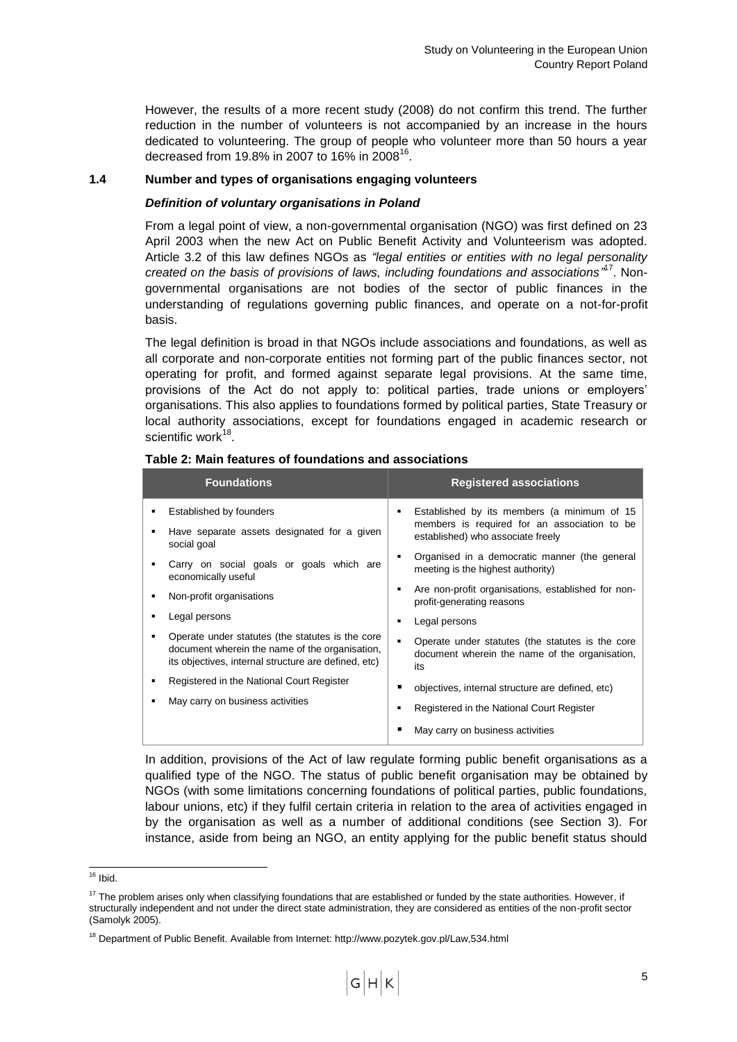However, the results of a more recent study (2008) do not confirm this trend. The further reduction in the number of volunteers is not accompanied by an increase in the hours dedicated to volunteering. The group of people who volunteer more than 50 hours a year decreased from 19.8% in 2007 to 16% in 2008[16].

### 1.4 Number and types of organisations engaging volunteers

#### *Definition of voluntary organisations in Poland*

From a legal point of view, a non-governmental organisation (NGO) was first defined on 23 April 2003 when the new Act on Public Benefit Activity and Volunteerism was adopted. Article 3.2 of this law defines NGOs as *"legal entities or entities with no legal personality created on the basis of provisions of laws, including foundations and associations"*[17]. Non-governmental organisations are not bodies of the sector of public finances in the understanding of regulations governing public finances, and operate on a not-for-profit basis.

The legal definition is broad in that NGOs include associations and foundations, as well as all corporate and non-corporate entities not forming part of the public finances sector, not operating for profit, and formed against separate legal provisions. At the same time, provisions of the Act do not apply to: political parties, trade unions or employers' organisations. This also applies to foundations formed by political parties, State Treasury or local authority associations, except for foundations engaged in academic research or scientific work[18].

**Table 2: Main features of foundations and associations**

| Foundations | Registered associations |
|---|---|
| ▪ Established by founders<br>▪ Have separate assets designated for a given social goal<br>▪ Carry on social goals or goals which are economically useful<br>▪ Non-profit organisations<br>▪ Legal persons<br>▪ Operate under statutes (the statutes is the core document wherein the name of the organisation, its objectives, internal structure are defined, etc)<br>▪ Registered in the National Court Register<br>▪ May carry on business activities | ▪ Established by its members (a minimum of 15 members is required for an association to be established) who associate freely<br>▪ Organised in a democratic manner (the general meeting is the highest authority)<br>▪ Are non-profit organisations, established for non-profit-generating reasons<br>▪ Legal persons<br>▪ Operate under statutes (the statutes is the core document wherein the name of the organisation, its<br>▪ objectives, internal structure are defined, etc)<br>▪ Registered in the National Court Register<br>▪ May carry on business activities |

In addition, provisions of the Act of law regulate forming public benefit organisations as a qualified type of the NGO. The status of public benefit organisation may be obtained by NGOs (with some limitations concerning foundations of political parties, public foundations, labour unions, etc) if they fulfil certain criteria in relation to the area of activities engaged in by the organisation as well as a number of additional conditions (see Section 3). For instance, aside from being an NGO, an entity applying for the public benefit status should

---

[16] Ibid.

[17] The problem arises only when classifying foundations that are established or funded by the state authorities. However, if structurally independent and not under the direct state administration, they are considered as entities of the non-profit sector (Samolyk 2005).

[18] Department of Public Benefit. Available from Internet: http://www.pozytek.gov.pl/Law,534.html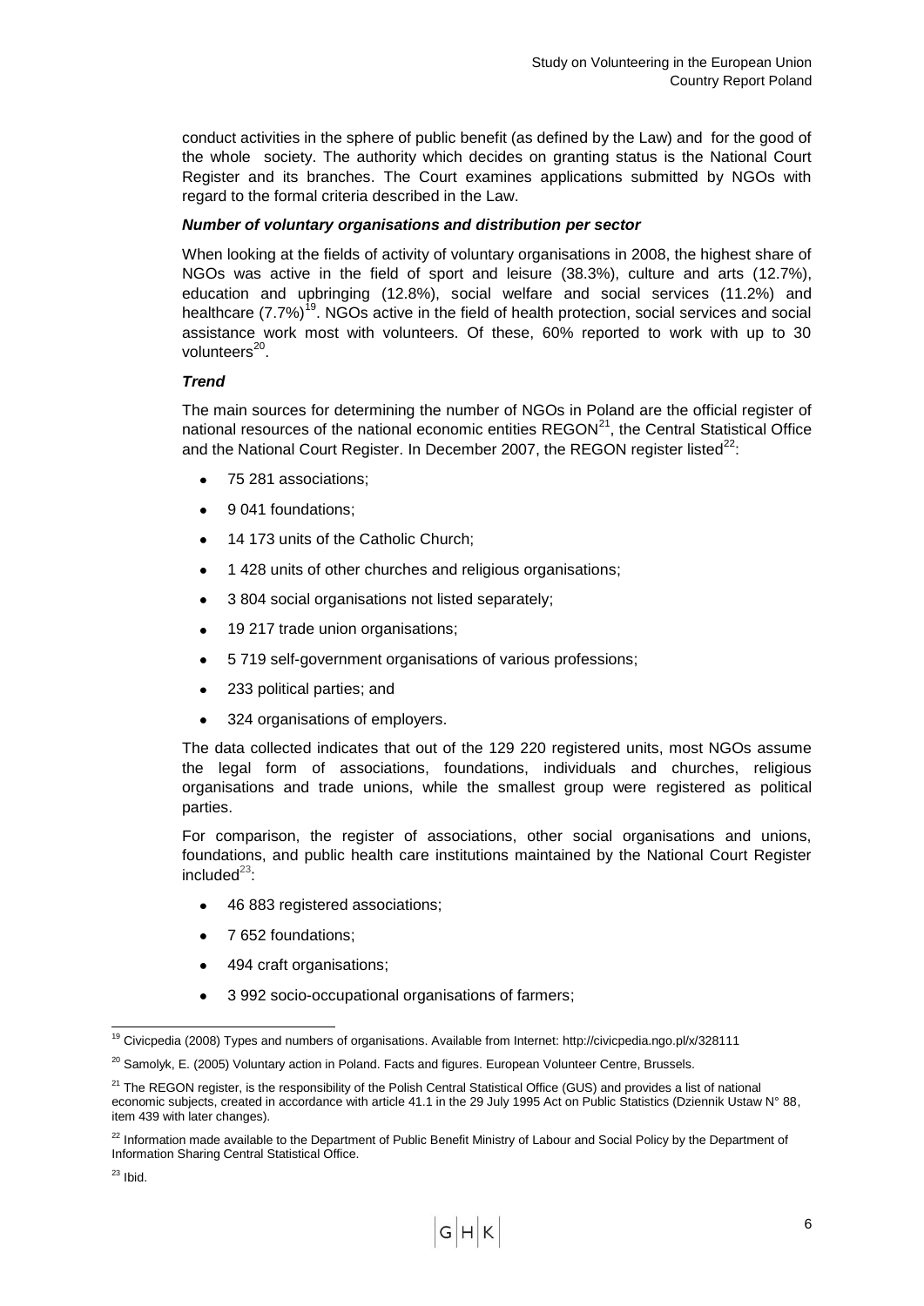conduct activities in the sphere of public benefit (as defined by the Law) and for the good of the whole society. The authority which decides on granting status is the National Court Register and its branches. The Court examines applications submitted by NGOs with regard to the formal criteria described in the Law.

***Number of voluntary organisations and distribution per sector***

When looking at the fields of activity of voluntary organisations in 2008, the highest share of NGOs was active in the field of sport and leisure (38.3%), culture and arts (12.7%), education and upbringing (12.8%), social welfare and social services (11.2%) and healthcare (7.7%)[19]. NGOs active in the field of health protection, social services and social assistance work most with volunteers. Of these, 60% reported to work with up to 30 volunteers[20].

***Trend***

The main sources for determining the number of NGOs in Poland are the official register of national resources of the national economic entities REGON[21], the Central Statistical Office and the National Court Register. In December 2007, the REGON register listed[22]:

- 75 281 associations;
- 9 041 foundations;
- 14 173 units of the Catholic Church;
- 1 428 units of other churches and religious organisations;
- 3 804 social organisations not listed separately;
- 19 217 trade union organisations;
- 5 719 self-government organisations of various professions;
- 233 political parties; and
- 324 organisations of employers.

The data collected indicates that out of the 129 220 registered units, most NGOs assume the legal form of associations, foundations, individuals and churches, religious organisations and trade unions, while the smallest group were registered as political parties.

For comparison, the register of associations, other social organisations and unions, foundations, and public health care institutions maintained by the National Court Register included[23]:

- 46 883 registered associations;
- 7 652 foundations;
- 494 craft organisations;
- 3 992 socio-occupational organisations of farmers;

---

[19] Civicpedia (2008) Types and numbers of organisations. Available from Internet: http://civicpedia.ngo.pl/x/328111

[20] Samolyk, E. (2005) Voluntary action in Poland. Facts and figures. European Volunteer Centre, Brussels.

[21] The REGON register, is the responsibility of the Polish Central Statistical Office (GUS) and provides a list of national economic subjects, created in accordance with article 41.1 in the 29 July 1995 Act on Public Statistics (Dziennik Ustaw N° 88, item 439 with later changes).

[22] Information made available to the Department of Public Benefit Ministry of Labour and Social Policy by the Department of Information Sharing Central Statistical Office.

[23] Ibid.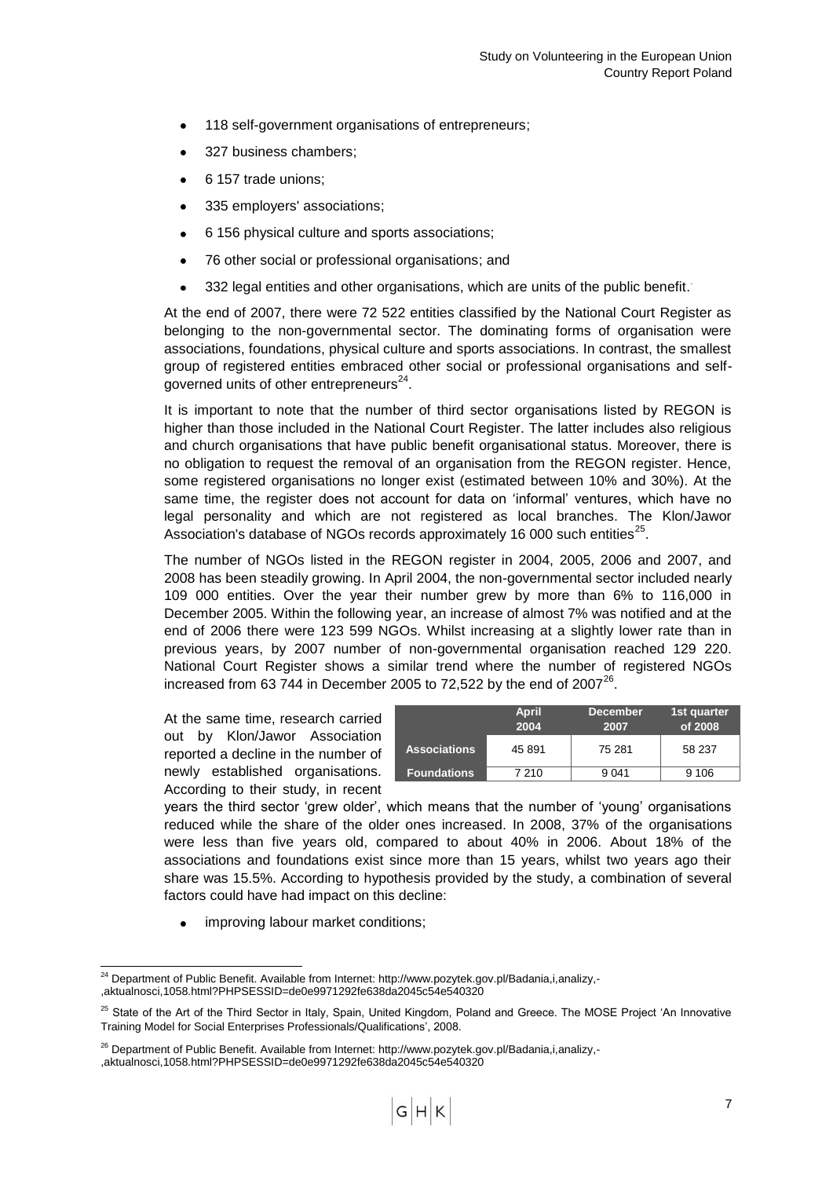- 118 self-government organisations of entrepreneurs;
- 327 business chambers;
- 6 157 trade unions;
- 335 employers' associations;
- 6 156 physical culture and sports associations;
- 76 other social or professional organisations; and
- 332 legal entities and other organisations, which are units of the public benefit.

At the end of 2007, there were 72 522 entities classified by the National Court Register as belonging to the non-governmental sector. The dominating forms of organisation were associations, foundations, physical culture and sports associations. In contrast, the smallest group of registered entities embraced other social or professional organisations and self-governed units of other entrepreneurs[24].

It is important to note that the number of third sector organisations listed by REGON is higher than those included in the National Court Register. The latter includes also religious and church organisations that have public benefit organisational status. Moreover, there is no obligation to request the removal of an organisation from the REGON register. Hence, some registered organisations no longer exist (estimated between 10% and 30%). At the same time, the register does not account for data on 'informal' ventures, which have no legal personality and which are not registered as local branches. The Klon/Jawor Association's database of NGOs records approximately 16 000 such entities[25].

The number of NGOs listed in the REGON register in 2004, 2005, 2006 and 2007, and 2008 has been steadily growing. In April 2004, the non-governmental sector included nearly 109 000 entities. Over the year their number grew by more than 6% to 116,000 in December 2005. Within the following year, an increase of almost 7% was notified and at the end of 2006 there were 123 599 NGOs. Whilst increasing at a slightly lower rate than in previous years, by 2007 number of non-governmental organisation reached 129 220. National Court Register shows a similar trend where the number of registered NGOs increased from 63 744 in December 2005 to 72,522 by the end of 2007[26].

|  | April 2004 | December 2007 | 1st quarter of 2008 |
|---|---|---|---|
| Associations | 45 891 | 75 281 | 58 237 |
| Foundations | 7 210 | 9 041 | 9 106 |

At the same time, research carried out by Klon/Jawor Association reported a decline in the number of newly established organisations. According to their study, in recent years the third sector 'grew older', which means that the number of 'young' organisations reduced while the share of the older ones increased. In 2008, 37% of the organisations were less than five years old, compared to about 40% in 2006. About 18% of the associations and foundations exist since more than 15 years, whilst two years ago their share was 15.5%. According to hypothesis provided by the study, a combination of several factors could have had impact on this decline:

- improving labour market conditions;

---

[24] Department of Public Benefit. Available from Internet: http://www.pozytek.gov.pl/Badania,i,analizy,-,aktualnosci,1058.html?PHPSESSID=de0e9971292fe638da2045c54e540320

[25] State of the Art of the Third Sector in Italy, Spain, United Kingdom, Poland and Greece. The MOSE Project 'An Innovative Training Model for Social Enterprises Professionals/Qualifications', 2008.

[26] Department of Public Benefit. Available from Internet: http://www.pozytek.gov.pl/Badania,i,analizy,-,aktualnosci,1058.html?PHPSESSID=de0e9971292fe638da2045c54e540320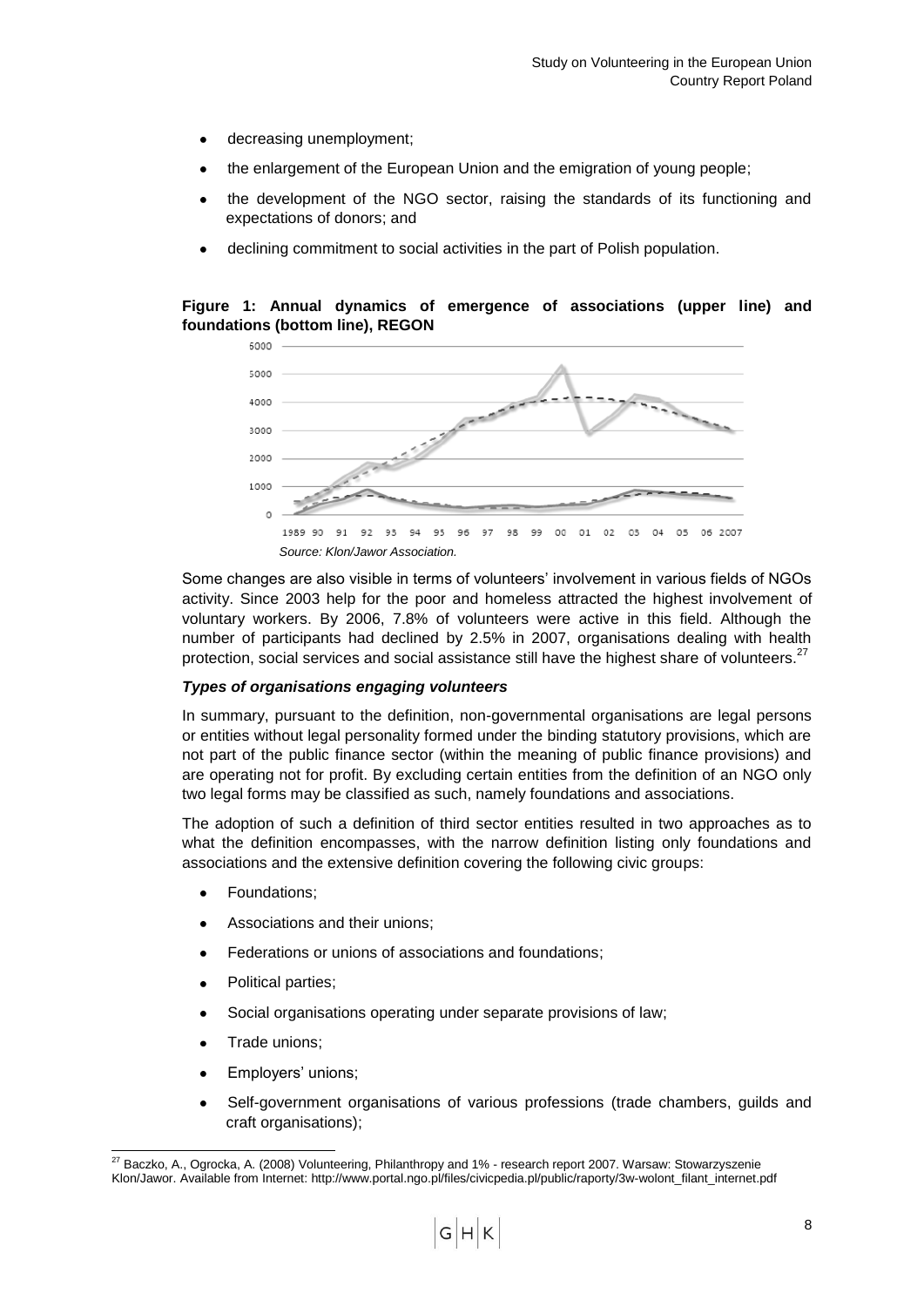- decreasing unemployment;
- the enlargement of the European Union and the emigration of young people;
- the development of the NGO sector, raising the standards of its functioning and expectations of donors; and
- declining commitment to social activities in the part of Polish population.

**Figure 1: Annual dynamics of emergence of associations (upper line) and foundations (bottom line), REGON**

*Source: Klon/Jawor Association.*

Some changes are also visible in terms of volunteers' involvement in various fields of NGOs activity. Since 2003 help for the poor and homeless attracted the highest involvement of voluntary workers. By 2006, 7.8% of volunteers were active in this field. Although the number of participants had declined by 2.5% in 2007, organisations dealing with health protection, social services and social assistance still have the highest share of volunteers.[27]

***Types of organisations engaging volunteers***

In summary, pursuant to the definition, non-governmental organisations are legal persons or entities without legal personality formed under the binding statutory provisions, which are not part of the public finance sector (within the meaning of public finance provisions) and are operating not for profit. By excluding certain entities from the definition of an NGO only two legal forms may be classified as such, namely foundations and associations.

The adoption of such a definition of third sector entities resulted in two approaches as to what the definition encompasses, with the narrow definition listing only foundations and associations and the extensive definition covering the following civic groups:

- Foundations;
- Associations and their unions;
- Federations or unions of associations and foundations;
- Political parties;
- Social organisations operating under separate provisions of law;
- Trade unions;
- Employers' unions;
- Self-government organisations of various professions (trade chambers, guilds and craft organisations);

[27] Baczko, A., Ogrocka, A. (2008) Volunteering, Philanthropy and 1% - research report 2007. Warsaw: Stowarzyszenie Klon/Jawor. Available from Internet: http://www.portal.ngo.pl/files/civicpedia.pl/public/raporty/3w-wolont_filant_internet.pdf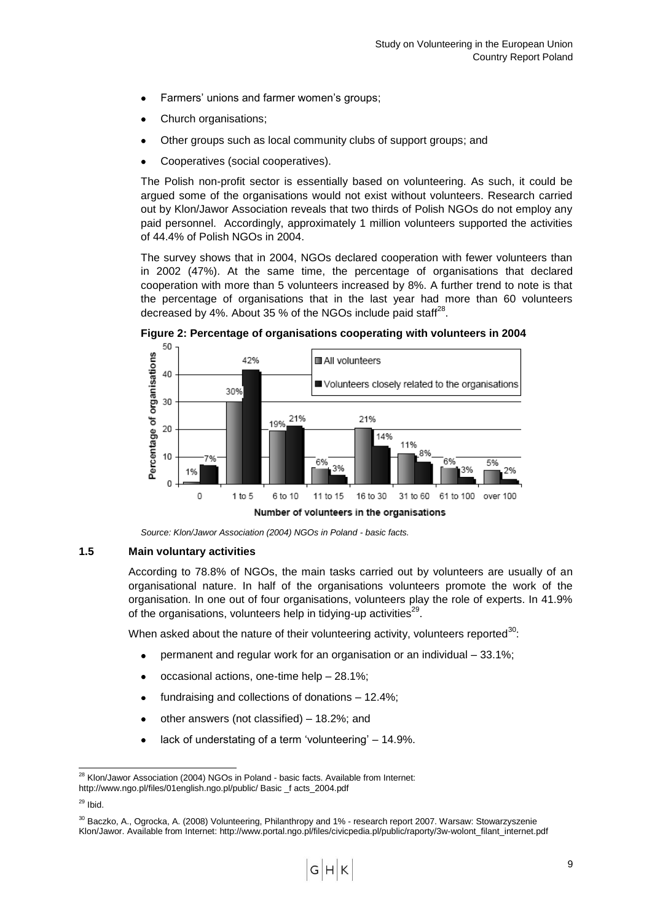- Farmers' unions and farmer women's groups;
- Church organisations;
- Other groups such as local community clubs of support groups; and
- Cooperatives (social cooperatives).

The Polish non-profit sector is essentially based on volunteering. As such, it could be argued some of the organisations would not exist without volunteers. Research carried out by Klon/Jawor Association reveals that two thirds of Polish NGOs do not employ any paid personnel. Accordingly, approximately 1 million volunteers supported the activities of 44.4% of Polish NGOs in 2004.

The survey shows that in 2004, NGOs declared cooperation with fewer volunteers than in 2002 (47%). At the same time, the percentage of organisations that declared cooperation with more than 5 volunteers increased by 8%. A further trend to note is that the percentage of organisations that in the last year had more than 60 volunteers decreased by 4%. About 35 % of the NGOs include paid staff[28].

**Figure 2: Percentage of organisations cooperating with volunteers in 2004**

| Number of volunteers in the organisations | All volunteers | Volunteers closely related to the organisations |
|---|---|---|
| 0 | 1% | 7% |
| 1 to 5 | 30% | 42% |
| 6 to 10 | 19% | 21% |
| 11 to 15 | 6% | 3% |
| 16 to 30 | 21% | 14% |
| 31 to 60 | 11% | 8% |
| 61 to 100 | 6% | 3% |
| over 100 | 5% | 2% |

*Source: Klon/Jawor Association (2004) NGOs in Poland - basic facts.*

### 1.5 Main voluntary activities

According to 78.8% of NGOs, the main tasks carried out by volunteers are usually of an organisational nature. In half of the organisations volunteers promote the work of the organisation. In one out of four organisations, volunteers play the role of experts. In 41.9% of the organisations, volunteers help in tidying-up activities[29].

When asked about the nature of their volunteering activity, volunteers reported[30]:

- permanent and regular work for an organisation or an individual – 33.1%;
- occasional actions, one-time help – 28.1%;
- fundraising and collections of donations – 12.4%;
- other answers (not classified) – 18.2%; and
- lack of understating of a term 'volunteering' – 14.9%.

---

[28] Klon/Jawor Association (2004) NGOs in Poland - basic facts. Available from Internet: http://www.ngo.pl/files/01english.ngo.pl/public/ Basic _f acts_2004.pdf

[29] Ibid.

[30] Baczko, A., Ogrocka, A. (2008) Volunteering, Philanthropy and 1% - research report 2007. Warsaw: Stowarzyszenie Klon/Jawor. Available from Internet: http://www.portal.ngo.pl/files/civicpedia.pl/public/raporty/3w-wolont_filant_internet.pdf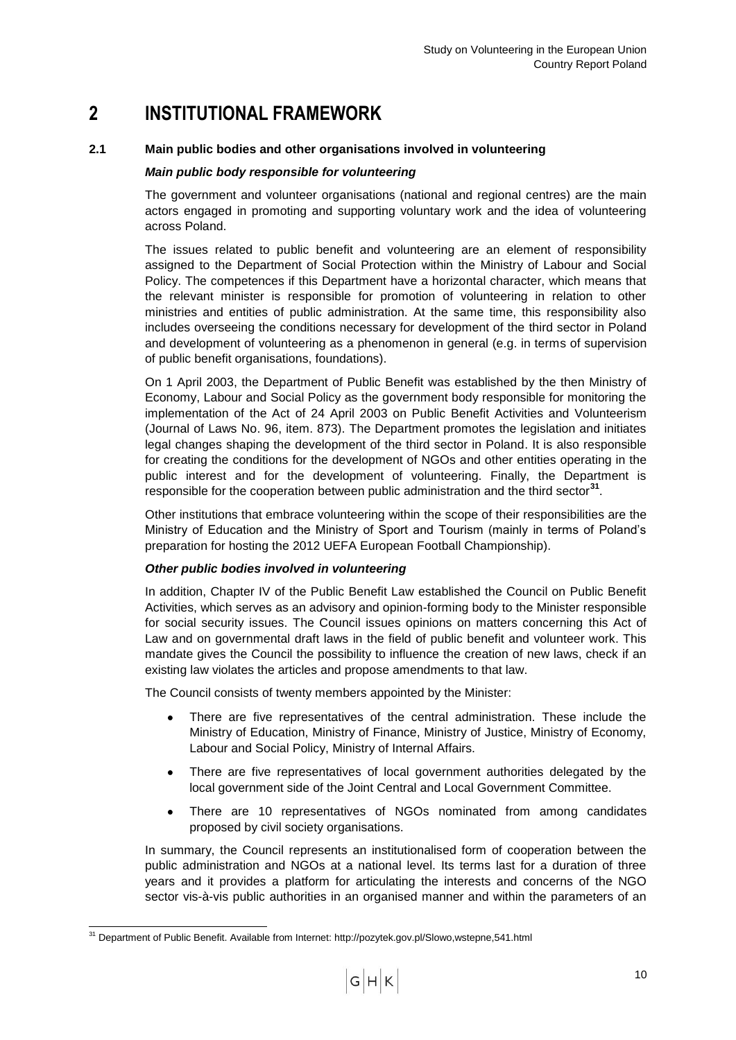# 2 INSTITUTIONAL FRAMEWORK

## 2.1 Main public bodies and other organisations involved in volunteering

***Main public body responsible for volunteering***

The government and volunteer organisations (national and regional centres) are the main actors engaged in promoting and supporting voluntary work and the idea of volunteering across Poland.

The issues related to public benefit and volunteering are an element of responsibility assigned to the Department of Social Protection within the Ministry of Labour and Social Policy. The competences if this Department have a horizontal character, which means that the relevant minister is responsible for promotion of volunteering in relation to other ministries and entities of public administration. At the same time, this responsibility also includes overseeing the conditions necessary for development of the third sector in Poland and development of volunteering as a phenomenon in general (e.g. in terms of supervision of public benefit organisations, foundations).

On 1 April 2003, the Department of Public Benefit was established by the then Ministry of Economy, Labour and Social Policy as the government body responsible for monitoring the implementation of the Act of 24 April 2003 on Public Benefit Activities and Volunteerism (Journal of Laws No. 96, item. 873). The Department promotes the legislation and initiates legal changes shaping the development of the third sector in Poland. It is also responsible for creating the conditions for the development of NGOs and other entities operating in the public interest and for the development of volunteering. Finally, the Department is responsible for the cooperation between public administration and the third sector[31].

Other institutions that embrace volunteering within the scope of their responsibilities are the Ministry of Education and the Ministry of Sport and Tourism (mainly in terms of Poland's preparation for hosting the 2012 UEFA European Football Championship).

***Other public bodies involved in volunteering***

In addition, Chapter IV of the Public Benefit Law established the Council on Public Benefit Activities, which serves as an advisory and opinion-forming body to the Minister responsible for social security issues. The Council issues opinions on matters concerning this Act of Law and on governmental draft laws in the field of public benefit and volunteer work. This mandate gives the Council the possibility to influence the creation of new laws, check if an existing law violates the articles and propose amendments to that law.

The Council consists of twenty members appointed by the Minister:

- There are five representatives of the central administration. These include the Ministry of Education, Ministry of Finance, Ministry of Justice, Ministry of Economy, Labour and Social Policy, Ministry of Internal Affairs.
- There are five representatives of local government authorities delegated by the local government side of the Joint Central and Local Government Committee.
- There are 10 representatives of NGOs nominated from among candidates proposed by civil society organisations.

In summary, the Council represents an institutionalised form of cooperation between the public administration and NGOs at a national level. Its terms last for a duration of three years and it provides a platform for articulating the interests and concerns of the NGO sector vis-à-vis public authorities in an organised manner and within the parameters of an

[31] Department of Public Benefit. Available from Internet: http://pozytek.gov.pl/Slowo,wstepne,541.html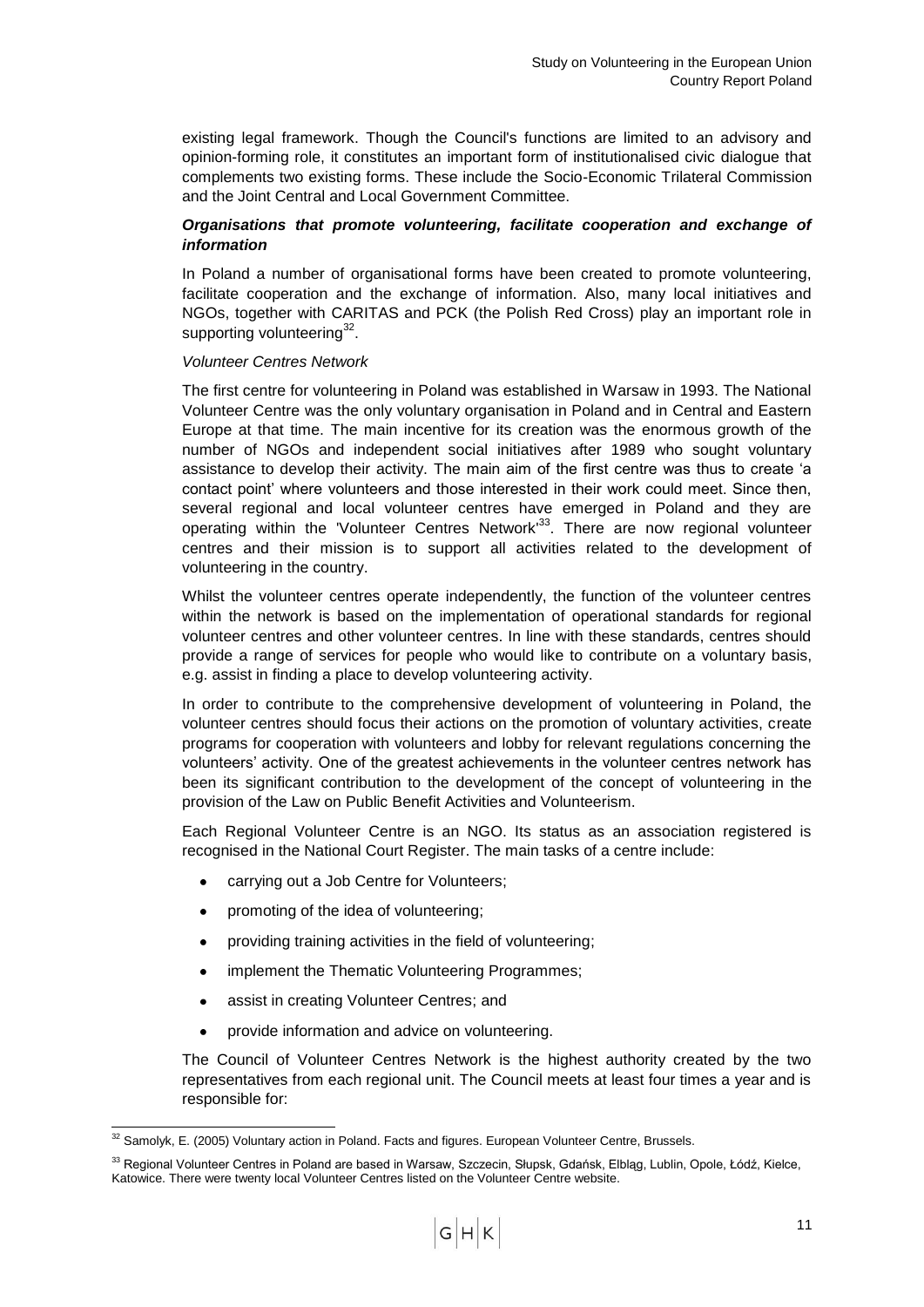existing legal framework. Though the Council's functions are limited to an advisory and opinion-forming role, it constitutes an important form of institutionalised civic dialogue that complements two existing forms. These include the Socio-Economic Trilateral Commission and the Joint Central and Local Government Committee.

***Organisations that promote volunteering, facilitate cooperation and exchange of information***

In Poland a number of organisational forms have been created to promote volunteering, facilitate cooperation and the exchange of information. Also, many local initiatives and NGOs, together with CARITAS and PCK (the Polish Red Cross) play an important role in supporting volunteering[32].

*Volunteer Centres Network*

The first centre for volunteering in Poland was established in Warsaw in 1993. The National Volunteer Centre was the only voluntary organisation in Poland and in Central and Eastern Europe at that time. The main incentive for its creation was the enormous growth of the number of NGOs and independent social initiatives after 1989 who sought voluntary assistance to develop their activity. The main aim of the first centre was thus to create 'a contact point' where volunteers and those interested in their work could meet. Since then, several regional and local volunteer centres have emerged in Poland and they are operating within the 'Volunteer Centres Network'[33]. There are now regional volunteer centres and their mission is to support all activities related to the development of volunteering in the country.

Whilst the volunteer centres operate independently, the function of the volunteer centres within the network is based on the implementation of operational standards for regional volunteer centres and other volunteer centres. In line with these standards, centres should provide a range of services for people who would like to contribute on a voluntary basis, e.g. assist in finding a place to develop volunteering activity.

In order to contribute to the comprehensive development of volunteering in Poland, the volunteer centres should focus their actions on the promotion of voluntary activities, create programs for cooperation with volunteers and lobby for relevant regulations concerning the volunteers' activity. One of the greatest achievements in the volunteer centres network has been its significant contribution to the development of the concept of volunteering in the provision of the Law on Public Benefit Activities and Volunteerism.

Each Regional Volunteer Centre is an NGO. Its status as an association registered is recognised in the National Court Register. The main tasks of a centre include:

- carrying out a Job Centre for Volunteers;
- promoting of the idea of volunteering;
- providing training activities in the field of volunteering;
- implement the Thematic Volunteering Programmes;
- assist in creating Volunteer Centres; and
- provide information and advice on volunteering.

The Council of Volunteer Centres Network is the highest authority created by the two representatives from each regional unit. The Council meets at least four times a year and is responsible for:

[32] Samolyk, E. (2005) Voluntary action in Poland. Facts and figures. European Volunteer Centre, Brussels.

[33] Regional Volunteer Centres in Poland are based in Warsaw, Szczecin, Słupsk, Gdańsk, Elbląg, Lublin, Opole, Łódź, Kielce, Katowice. There were twenty local Volunteer Centres listed on the Volunteer Centre website.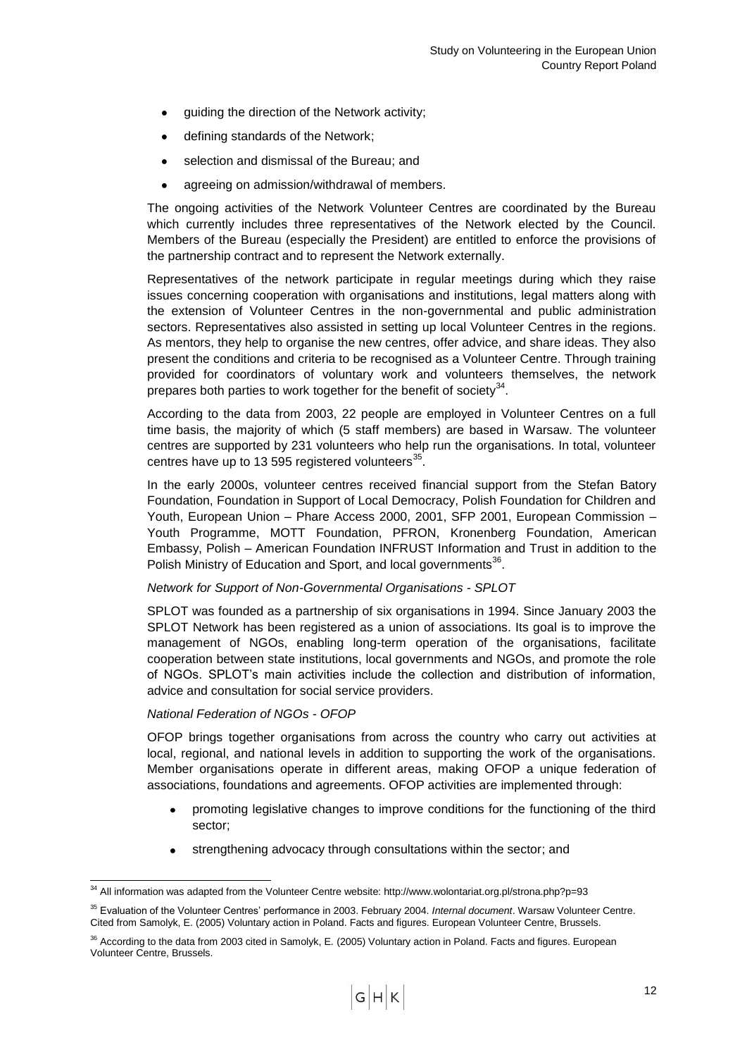- guiding the direction of the Network activity;
- defining standards of the Network;
- selection and dismissal of the Bureau; and
- agreeing on admission/withdrawal of members.

The ongoing activities of the Network Volunteer Centres are coordinated by the Bureau which currently includes three representatives of the Network elected by the Council. Members of the Bureau (especially the President) are entitled to enforce the provisions of the partnership contract and to represent the Network externally.

Representatives of the network participate in regular meetings during which they raise issues concerning cooperation with organisations and institutions, legal matters along with the extension of Volunteer Centres in the non-governmental and public administration sectors. Representatives also assisted in setting up local Volunteer Centres in the regions. As mentors, they help to organise the new centres, offer advice, and share ideas. They also present the conditions and criteria to be recognised as a Volunteer Centre. Through training provided for coordinators of voluntary work and volunteers themselves, the network prepares both parties to work together for the benefit of society[34].

According to the data from 2003, 22 people are employed in Volunteer Centres on a full time basis, the majority of which (5 staff members) are based in Warsaw. The volunteer centres are supported by 231 volunteers who help run the organisations. In total, volunteer centres have up to 13 595 registered volunteers[35].

In the early 2000s, volunteer centres received financial support from the Stefan Batory Foundation, Foundation in Support of Local Democracy, Polish Foundation for Children and Youth, European Union – Phare Access 2000, 2001, SFP 2001, European Commission – Youth Programme, MOTT Foundation, PFRON, Kronenberg Foundation, American Embassy, Polish – American Foundation INFRUST Information and Trust in addition to the Polish Ministry of Education and Sport, and local governments[36].

*Network for Support of Non-Governmental Organisations - SPLOT*

SPLOT was founded as a partnership of six organisations in 1994. Since January 2003 the SPLOT Network has been registered as a union of associations. Its goal is to improve the management of NGOs, enabling long-term operation of the organisations, facilitate cooperation between state institutions, local governments and NGOs, and promote the role of NGOs. SPLOT's main activities include the collection and distribution of information, advice and consultation for social service providers.

*National Federation of NGOs - OFOP*

OFOP brings together organisations from across the country who carry out activities at local, regional, and national levels in addition to supporting the work of the organisations. Member organisations operate in different areas, making OFOP a unique federation of associations, foundations and agreements. OFOP activities are implemented through:

- promoting legislative changes to improve conditions for the functioning of the third sector;
- strengthening advocacy through consultations within the sector; and

---

[34] All information was adapted from the Volunteer Centre website: http://www.wolontariat.org.pl/strona.php?p=93

[35] Evaluation of the Volunteer Centres' performance in 2003. February 2004. *Internal document*. Warsaw Volunteer Centre. Cited from Samolyk, E. (2005) Voluntary action in Poland. Facts and figures. European Volunteer Centre, Brussels.

[36] According to the data from 2003 cited in Samolyk, E. (2005) Voluntary action in Poland. Facts and figures. European Volunteer Centre, Brussels.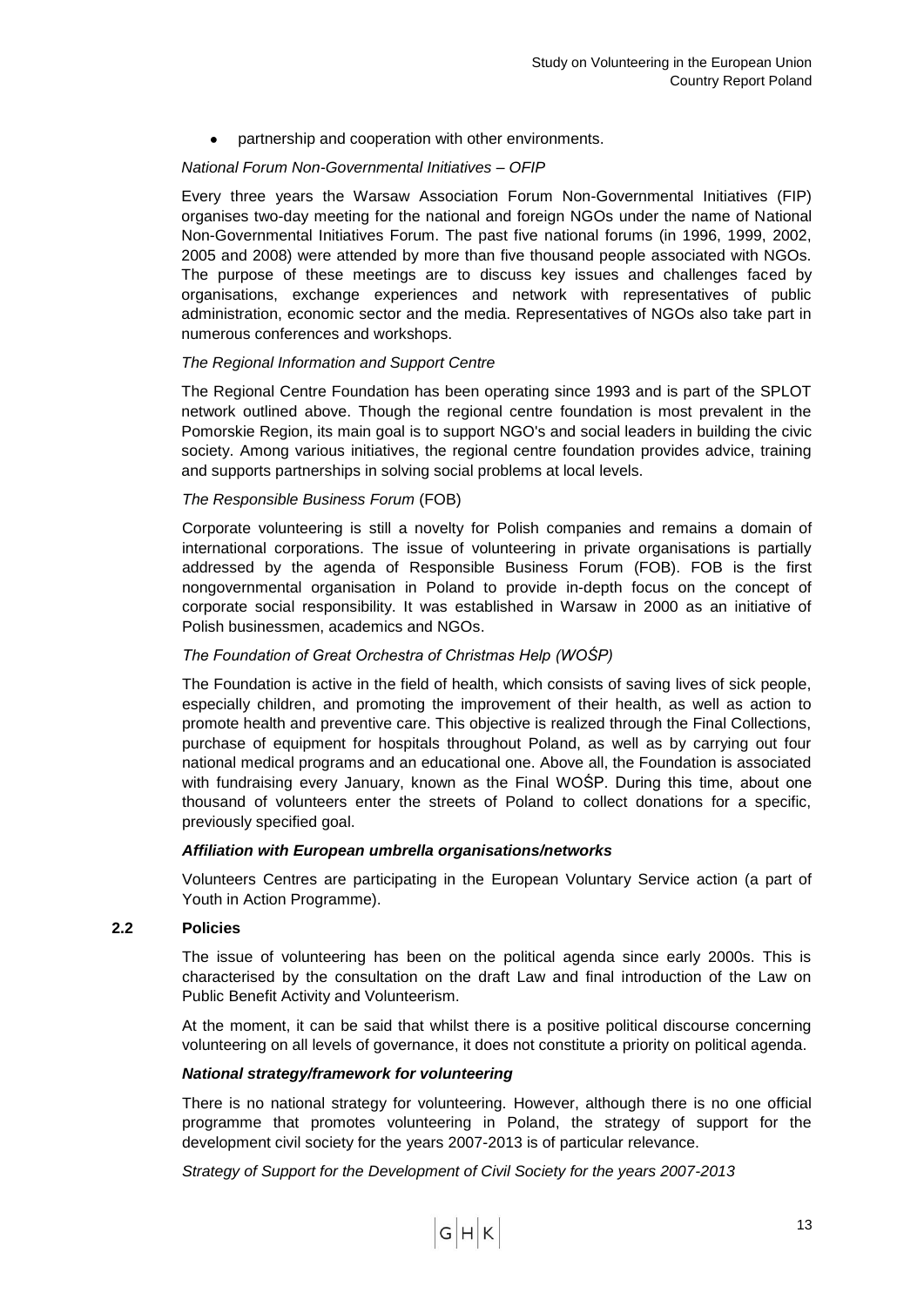- partnership and cooperation with other environments.

*National Forum Non-Governmental Initiatives – OFIP*

Every three years the Warsaw Association Forum Non-Governmental Initiatives (FIP) organises two-day meeting for the national and foreign NGOs under the name of National Non-Governmental Initiatives Forum. The past five national forums (in 1996, 1999, 2002, 2005 and 2008) were attended by more than five thousand people associated with NGOs. The purpose of these meetings are to discuss key issues and challenges faced by organisations, exchange experiences and network with representatives of public administration, economic sector and the media. Representatives of NGOs also take part in numerous conferences and workshops.

*The Regional Information and Support Centre*

The Regional Centre Foundation has been operating since 1993 and is part of the SPLOT network outlined above. Though the regional centre foundation is most prevalent in the Pomorskie Region, its main goal is to support NGO's and social leaders in building the civic society. Among various initiatives, the regional centre foundation provides advice, training and supports partnerships in solving social problems at local levels.

*The Responsible Business Forum* (FOB)

Corporate volunteering is still a novelty for Polish companies and remains a domain of international corporations. The issue of volunteering in private organisations is partially addressed by the agenda of Responsible Business Forum (FOB). FOB is the first nongovernmental organisation in Poland to provide in-depth focus on the concept of corporate social responsibility. It was established in Warsaw in 2000 as an initiative of Polish businessmen, academics and NGOs.

*The Foundation of Great Orchestra of Christmas Help (WOŚP)*

The Foundation is active in the field of health, which consists of saving lives of sick people, especially children, and promoting the improvement of their health, as well as action to promote health and preventive care. This objective is realized through the Final Collections, purchase of equipment for hospitals throughout Poland, as well as by carrying out four national medical programs and an educational one. Above all, the Foundation is associated with fundraising every January, known as the Final WOŚP. During this time, about one thousand of volunteers enter the streets of Poland to collect donations for a specific, previously specified goal.

***Affiliation with European umbrella organisations/networks***

Volunteers Centres are participating in the European Voluntary Service action (a part of Youth in Action Programme).

## 2.2 Policies

The issue of volunteering has been on the political agenda since early 2000s. This is characterised by the consultation on the draft Law and final introduction of the Law on Public Benefit Activity and Volunteerism.

At the moment, it can be said that whilst there is a positive political discourse concerning volunteering on all levels of governance, it does not constitute a priority on political agenda.

***National strategy/framework for volunteering***

There is no national strategy for volunteering. However, although there is no one official programme that promotes volunteering in Poland, the strategy of support for the development civil society for the years 2007-2013 is of particular relevance.

*Strategy of Support for the Development of Civil Society for the years 2007-2013*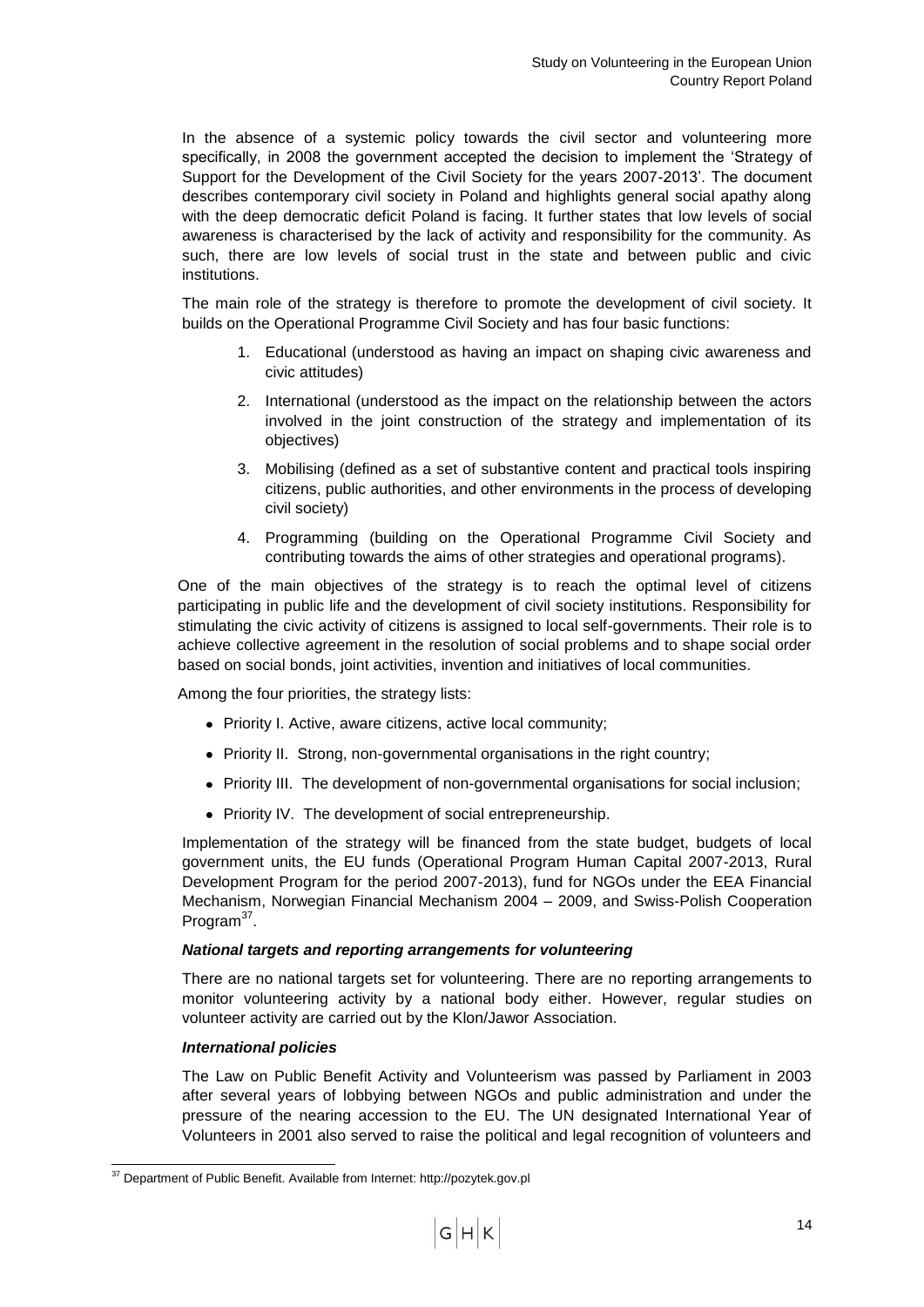In the absence of a systemic policy towards the civil sector and volunteering more specifically, in 2008 the government accepted the decision to implement the 'Strategy of Support for the Development of the Civil Society for the years 2007-2013'. The document describes contemporary civil society in Poland and highlights general social apathy along with the deep democratic deficit Poland is facing. It further states that low levels of social awareness is characterised by the lack of activity and responsibility for the community. As such, there are low levels of social trust in the state and between public and civic institutions.

The main role of the strategy is therefore to promote the development of civil society. It builds on the Operational Programme Civil Society and has four basic functions:

1. Educational (understood as having an impact on shaping civic awareness and civic attitudes)
2. International (understood as the impact on the relationship between the actors involved in the joint construction of the strategy and implementation of its objectives)
3. Mobilising (defined as a set of substantive content and practical tools inspiring citizens, public authorities, and other environments in the process of developing civil society)
4. Programming (building on the Operational Programme Civil Society and contributing towards the aims of other strategies and operational programs).

One of the main objectives of the strategy is to reach the optimal level of citizens participating in public life and the development of civil society institutions. Responsibility for stimulating the civic activity of citizens is assigned to local self-governments. Their role is to achieve collective agreement in the resolution of social problems and to shape social order based on social bonds, joint activities, invention and initiatives of local communities.

Among the four priorities, the strategy lists:

- Priority I. Active, aware citizens, active local community;
- Priority II. Strong, non-governmental organisations in the right country;
- Priority III. The development of non-governmental organisations for social inclusion;
- Priority IV. The development of social entrepreneurship.

Implementation of the strategy will be financed from the state budget, budgets of local government units, the EU funds (Operational Program Human Capital 2007-2013, Rural Development Program for the period 2007-2013), fund for NGOs under the EEA Financial Mechanism, Norwegian Financial Mechanism 2004 – 2009, and Swiss-Polish Cooperation Program[37].

***National targets and reporting arrangements for volunteering***

There are no national targets set for volunteering. There are no reporting arrangements to monitor volunteering activity by a national body either. However, regular studies on volunteer activity are carried out by the Klon/Jawor Association.

***International policies***

The Law on Public Benefit Activity and Volunteerism was passed by Parliament in 2003 after several years of lobbying between NGOs and public administration and under the pressure of the nearing accession to the EU. The UN designated International Year of Volunteers in 2001 also served to raise the political and legal recognition of volunteers and

[37] Department of Public Benefit. Available from Internet: http://pozytek.gov.pl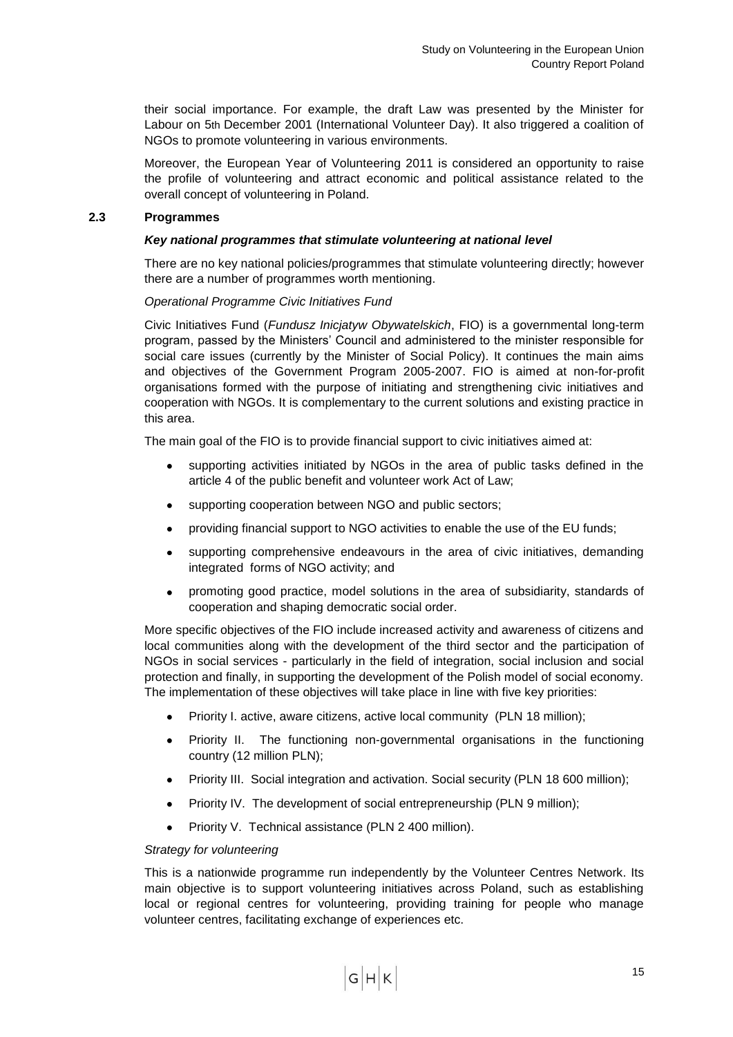their social importance. For example, the draft Law was presented by the Minister for Labour on 5th December 2001 (International Volunteer Day). It also triggered a coalition of NGOs to promote volunteering in various environments.

Moreover, the European Year of Volunteering 2011 is considered an opportunity to raise the profile of volunteering and attract economic and political assistance related to the overall concept of volunteering in Poland.

### 2.3 Programmes

#### *Key national programmes that stimulate volunteering at national level*

There are no key national policies/programmes that stimulate volunteering directly; however there are a number of programmes worth mentioning.

*Operational Programme Civic Initiatives Fund*

Civic Initiatives Fund (*Fundusz Inicjatyw Obywatelskich*, FIO) is a governmental long-term program, passed by the Ministers' Council and administered to the minister responsible for social care issues (currently by the Minister of Social Policy). It continues the main aims and objectives of the Government Program 2005-2007. FIO is aimed at non-for-profit organisations formed with the purpose of initiating and strengthening civic initiatives and cooperation with NGOs. It is complementary to the current solutions and existing practice in this area.

The main goal of the FIO is to provide financial support to civic initiatives aimed at:

- supporting activities initiated by NGOs in the area of public tasks defined in the article 4 of the public benefit and volunteer work Act of Law;
- supporting cooperation between NGO and public sectors;
- providing financial support to NGO activities to enable the use of the EU funds;
- supporting comprehensive endeavours in the area of civic initiatives, demanding integrated forms of NGO activity; and
- promoting good practice, model solutions in the area of subsidiarity, standards of cooperation and shaping democratic social order.

More specific objectives of the FIO include increased activity and awareness of citizens and local communities along with the development of the third sector and the participation of NGOs in social services - particularly in the field of integration, social inclusion and social protection and finally, in supporting the development of the Polish model of social economy. The implementation of these objectives will take place in line with five key priorities:

- Priority I. active, aware citizens, active local community (PLN 18 million);
- Priority II. The functioning non-governmental organisations in the functioning country (12 million PLN);
- Priority III. Social integration and activation. Social security (PLN 18 600 million);
- Priority IV. The development of social entrepreneurship (PLN 9 million);
- Priority V. Technical assistance (PLN 2 400 million).

*Strategy for volunteering*

This is a nationwide programme run independently by the Volunteer Centres Network. Its main objective is to support volunteering initiatives across Poland, such as establishing local or regional centres for volunteering, providing training for people who manage volunteer centres, facilitating exchange of experiences etc.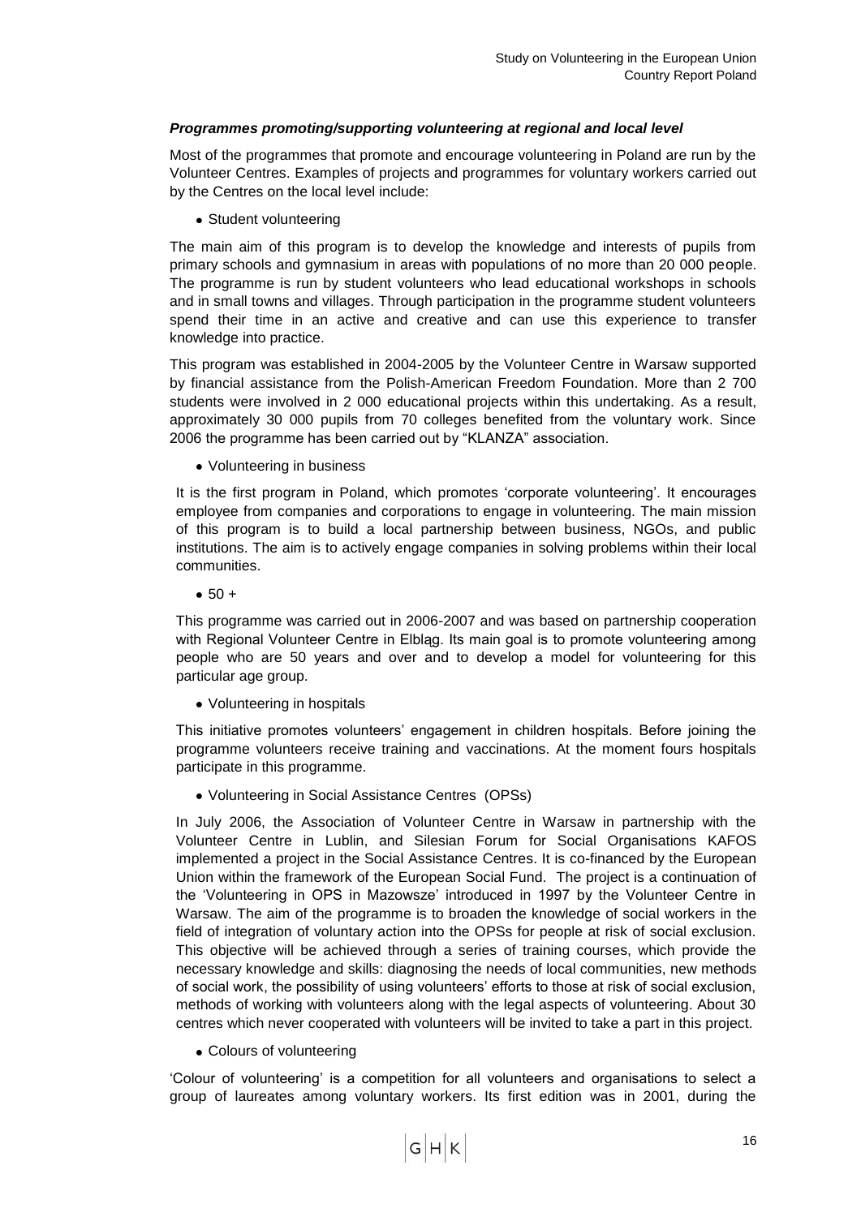***Programmes promoting/supporting volunteering at regional and local level***

Most of the programmes that promote and encourage volunteering in Poland are run by the Volunteer Centres. Examples of projects and programmes for voluntary workers carried out by the Centres on the local level include:

- Student volunteering

The main aim of this program is to develop the knowledge and interests of pupils from primary schools and gymnasium in areas with populations of no more than 20 000 people. The programme is run by student volunteers who lead educational workshops in schools and in small towns and villages. Through participation in the programme student volunteers spend their time in an active and creative and can use this experience to transfer knowledge into practice.

This program was established in 2004-2005 by the Volunteer Centre in Warsaw supported by financial assistance from the Polish-American Freedom Foundation. More than 2 700 students were involved in 2 000 educational projects within this undertaking. As a result, approximately 30 000 pupils from 70 colleges benefited from the voluntary work. Since 2006 the programme has been carried out by "KLANZA" association.

- Volunteering in business

It is the first program in Poland, which promotes 'corporate volunteering'. It encourages employee from companies and corporations to engage in volunteering. The main mission of this program is to build a local partnership between business, NGOs, and public institutions. The aim is to actively engage companies in solving problems within their local communities.

- 50 +

This programme was carried out in 2006-2007 and was based on partnership cooperation with Regional Volunteer Centre in Elbląg. Its main goal is to promote volunteering among people who are 50 years and over and to develop a model for volunteering for this particular age group.

- Volunteering in hospitals

This initiative promotes volunteers' engagement in children hospitals. Before joining the programme volunteers receive training and vaccinations. At the moment fours hospitals participate in this programme.

- Volunteering in Social Assistance Centres (OPSs)

In July 2006, the Association of Volunteer Centre in Warsaw in partnership with the Volunteer Centre in Lublin, and Silesian Forum for Social Organisations KAFOS implemented a project in the Social Assistance Centres. It is co-financed by the European Union within the framework of the European Social Fund. The project is a continuation of the 'Volunteering in OPS in Mazowsze' introduced in 1997 by the Volunteer Centre in Warsaw. The aim of the programme is to broaden the knowledge of social workers in the field of integration of voluntary action into the OPSs for people at risk of social exclusion. This objective will be achieved through a series of training courses, which provide the necessary knowledge and skills: diagnosing the needs of local communities, new methods of social work, the possibility of using volunteers' efforts to those at risk of social exclusion, methods of working with volunteers along with the legal aspects of volunteering. About 30 centres which never cooperated with volunteers will be invited to take a part in this project.

- Colours of volunteering

'Colour of volunteering' is a competition for all volunteers and organisations to select a group of laureates among voluntary workers. Its first edition was in 2001, during the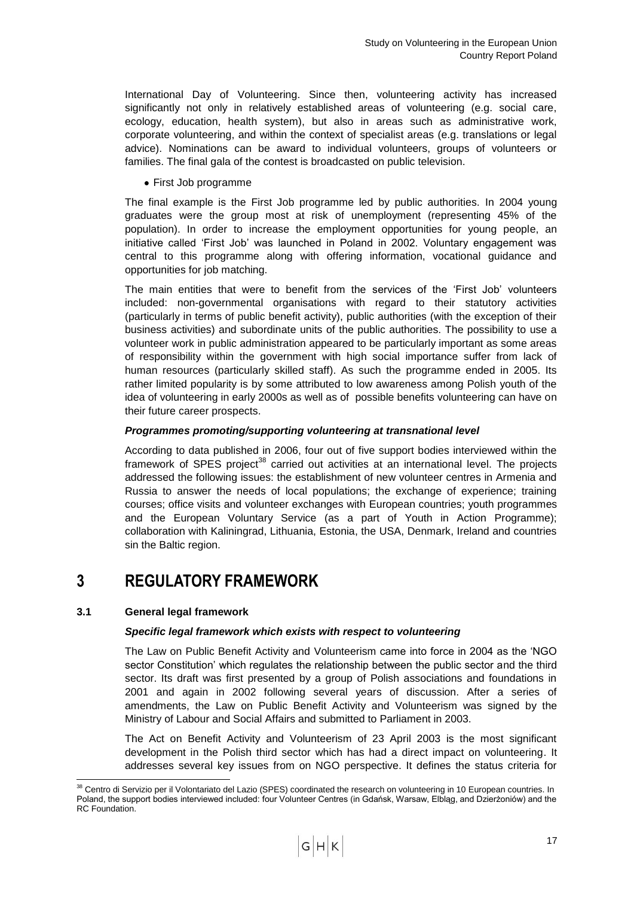International Day of Volunteering. Since then, volunteering activity has increased significantly not only in relatively established areas of volunteering (e.g. social care, ecology, education, health system), but also in areas such as administrative work, corporate volunteering, and within the context of specialist areas (e.g. translations or legal advice). Nominations can be award to individual volunteers, groups of volunteers or families. The final gala of the contest is broadcasted on public television.

- First Job programme

The final example is the First Job programme led by public authorities. In 2004 young graduates were the group most at risk of unemployment (representing 45% of the population). In order to increase the employment opportunities for young people, an initiative called 'First Job' was launched in Poland in 2002. Voluntary engagement was central to this programme along with offering information, vocational guidance and opportunities for job matching.

The main entities that were to benefit from the services of the 'First Job' volunteers included: non-governmental organisations with regard to their statutory activities (particularly in terms of public benefit activity), public authorities (with the exception of their business activities) and subordinate units of the public authorities. The possibility to use a volunteer work in public administration appeared to be particularly important as some areas of responsibility within the government with high social importance suffer from lack of human resources (particularly skilled staff). As such the programme ended in 2005. Its rather limited popularity is by some attributed to low awareness among Polish youth of the idea of volunteering in early 2000s as well as of possible benefits volunteering can have on their future career prospects.

***Programmes promoting/supporting volunteering at transnational level***

According to data published in 2006, four out of five support bodies interviewed within the framework of SPES project[38] carried out activities at an international level. The projects addressed the following issues: the establishment of new volunteer centres in Armenia and Russia to answer the needs of local populations; the exchange of experience; training courses; office visits and volunteer exchanges with European countries; youth programmes and the European Voluntary Service (as a part of Youth in Action Programme); collaboration with Kaliningrad, Lithuania, Estonia, the USA, Denmark, Ireland and countries sin the Baltic region.

# 3 REGULATORY FRAMEWORK

## 3.1 General legal framework

***Specific legal framework which exists with respect to volunteering***

The Law on Public Benefit Activity and Volunteerism came into force in 2004 as the 'NGO sector Constitution' which regulates the relationship between the public sector and the third sector. Its draft was first presented by a group of Polish associations and foundations in 2001 and again in 2002 following several years of discussion. After a series of amendments, the Law on Public Benefit Activity and Volunteerism was signed by the Ministry of Labour and Social Affairs and submitted to Parliament in 2003.

The Act on Benefit Activity and Volunteerism of 23 April 2003 is the most significant development in the Polish third sector which has had a direct impact on volunteering. It addresses several key issues from on NGO perspective. It defines the status criteria for

[38] Centro di Servizio per il Volontariato del Lazio (SPES) coordinated the research on volunteering in 10 European countries. In Poland, the support bodies interviewed included: four Volunteer Centres (in Gdańsk, Warsaw, Elbląg, and Dzierżoniów) and the RC Foundation.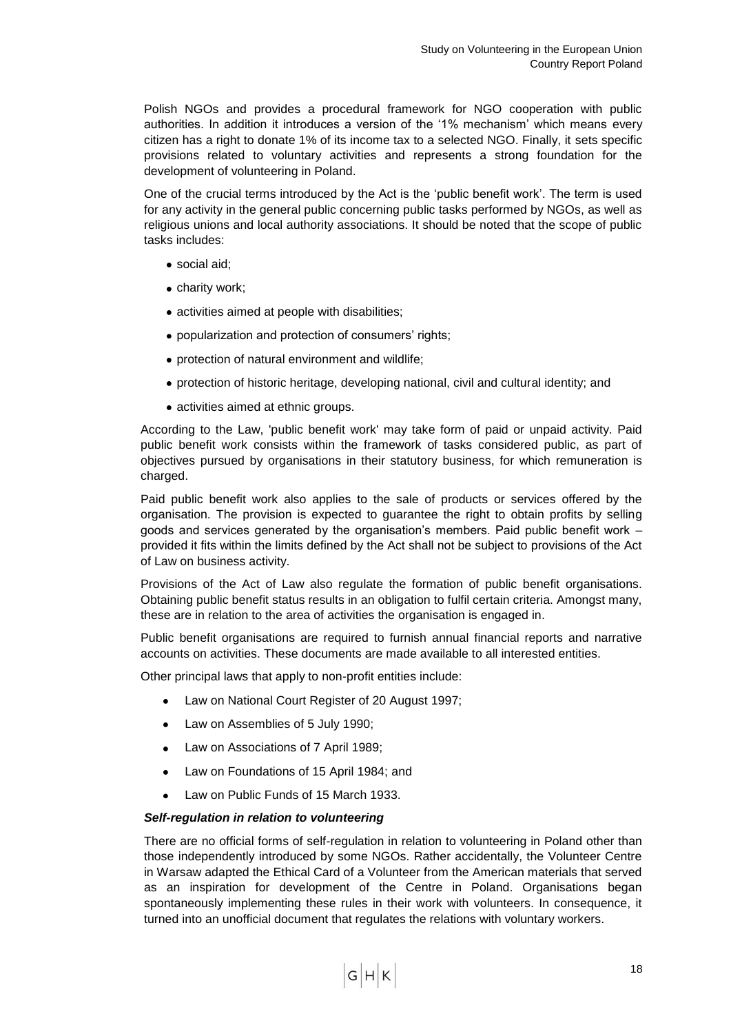Polish NGOs and provides a procedural framework for NGO cooperation with public authorities. In addition it introduces a version of the '1% mechanism' which means every citizen has a right to donate 1% of its income tax to a selected NGO. Finally, it sets specific provisions related to voluntary activities and represents a strong foundation for the development of volunteering in Poland.

One of the crucial terms introduced by the Act is the 'public benefit work'. The term is used for any activity in the general public concerning public tasks performed by NGOs, as well as religious unions and local authority associations. It should be noted that the scope of public tasks includes:

- social aid;
- charity work;
- activities aimed at people with disabilities;
- popularization and protection of consumers' rights;
- protection of natural environment and wildlife;
- protection of historic heritage, developing national, civil and cultural identity; and
- activities aimed at ethnic groups.

According to the Law, 'public benefit work' may take form of paid or unpaid activity. Paid public benefit work consists within the framework of tasks considered public, as part of objectives pursued by organisations in their statutory business, for which remuneration is charged.

Paid public benefit work also applies to the sale of products or services offered by the organisation. The provision is expected to guarantee the right to obtain profits by selling goods and services generated by the organisation's members. Paid public benefit work – provided it fits within the limits defined by the Act shall not be subject to provisions of the Act of Law on business activity.

Provisions of the Act of Law also regulate the formation of public benefit organisations. Obtaining public benefit status results in an obligation to fulfil certain criteria. Amongst many, these are in relation to the area of activities the organisation is engaged in.

Public benefit organisations are required to furnish annual financial reports and narrative accounts on activities. These documents are made available to all interested entities.

Other principal laws that apply to non-profit entities include:

- Law on National Court Register of 20 August 1997;
- Law on Assemblies of 5 July 1990;
- Law on Associations of 7 April 1989;
- Law on Foundations of 15 April 1984; and
- Law on Public Funds of 15 March 1933.

***Self-regulation in relation to volunteering***

There are no official forms of self-regulation in relation to volunteering in Poland other than those independently introduced by some NGOs. Rather accidentally, the Volunteer Centre in Warsaw adapted the Ethical Card of a Volunteer from the American materials that served as an inspiration for development of the Centre in Poland. Organisations began spontaneously implementing these rules in their work with volunteers. In consequence, it turned into an unofficial document that regulates the relations with voluntary workers.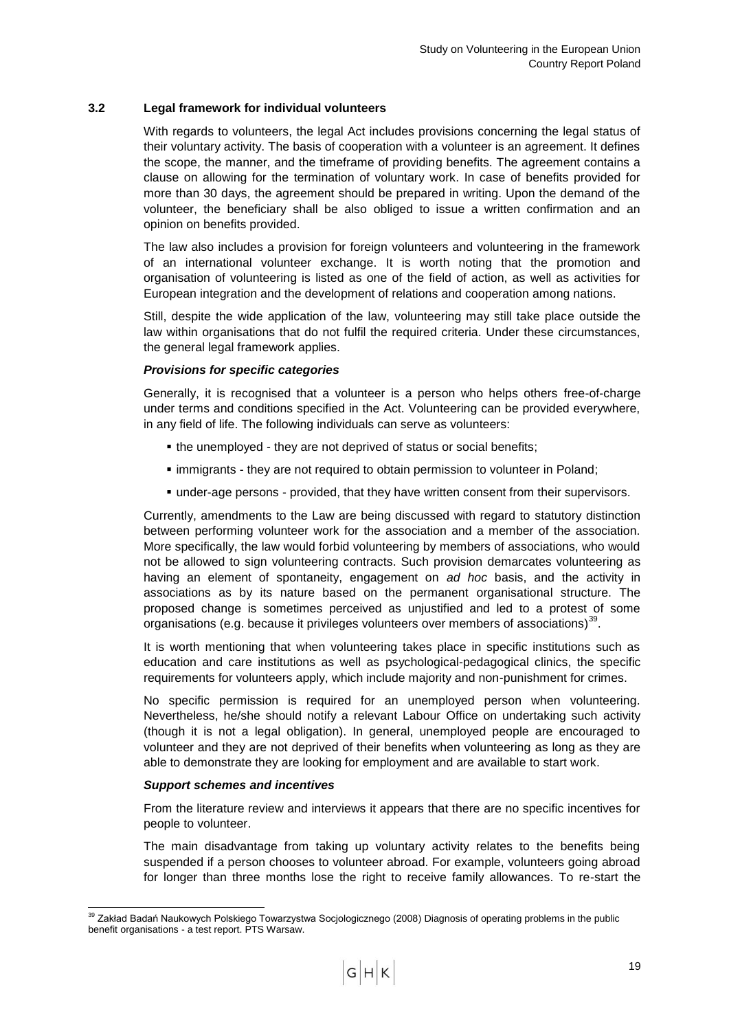### 3.2 Legal framework for individual volunteers

With regards to volunteers, the legal Act includes provisions concerning the legal status of their voluntary activity. The basis of cooperation with a volunteer is an agreement. It defines the scope, the manner, and the timeframe of providing benefits. The agreement contains a clause on allowing for the termination of voluntary work. In case of benefits provided for more than 30 days, the agreement should be prepared in writing. Upon the demand of the volunteer, the beneficiary shall be also obliged to issue a written confirmation and an opinion on benefits provided.

The law also includes a provision for foreign volunteers and volunteering in the framework of an international volunteer exchange. It is worth noting that the promotion and organisation of volunteering is listed as one of the field of action, as well as activities for European integration and the development of relations and cooperation among nations.

Still, despite the wide application of the law, volunteering may still take place outside the law within organisations that do not fulfil the required criteria. Under these circumstances, the general legal framework applies.

***Provisions for specific categories***

Generally, it is recognised that a volunteer is a person who helps others free-of-charge under terms and conditions specified in the Act. Volunteering can be provided everywhere, in any field of life. The following individuals can serve as volunteers:

- the unemployed - they are not deprived of status or social benefits;
- immigrants - they are not required to obtain permission to volunteer in Poland;
- under-age persons - provided, that they have written consent from their supervisors.

Currently, amendments to the Law are being discussed with regard to statutory distinction between performing volunteer work for the association and a member of the association. More specifically, the law would forbid volunteering by members of associations, who would not be allowed to sign volunteering contracts. Such provision demarcates volunteering as having an element of spontaneity, engagement on *ad hoc* basis, and the activity in associations as by its nature based on the permanent organisational structure. The proposed change is sometimes perceived as unjustified and led to a protest of some organisations (e.g. because it privileges volunteers over members of associations)[39].

It is worth mentioning that when volunteering takes place in specific institutions such as education and care institutions as well as psychological-pedagogical clinics, the specific requirements for volunteers apply, which include majority and non-punishment for crimes.

No specific permission is required for an unemployed person when volunteering. Nevertheless, he/she should notify a relevant Labour Office on undertaking such activity (though it is not a legal obligation). In general, unemployed people are encouraged to volunteer and they are not deprived of their benefits when volunteering as long as they are able to demonstrate they are looking for employment and are available to start work.

***Support schemes and incentives***

From the literature review and interviews it appears that there are no specific incentives for people to volunteer.

The main disadvantage from taking up voluntary activity relates to the benefits being suspended if a person chooses to volunteer abroad. For example, volunteers going abroad for longer than three months lose the right to receive family allowances. To re-start the

---

[39] Zakład Badań Naukowych Polskiego Towarzystwa Socjologicznego (2008) Diagnosis of operating problems in the public benefit organisations - a test report. PTS Warsaw.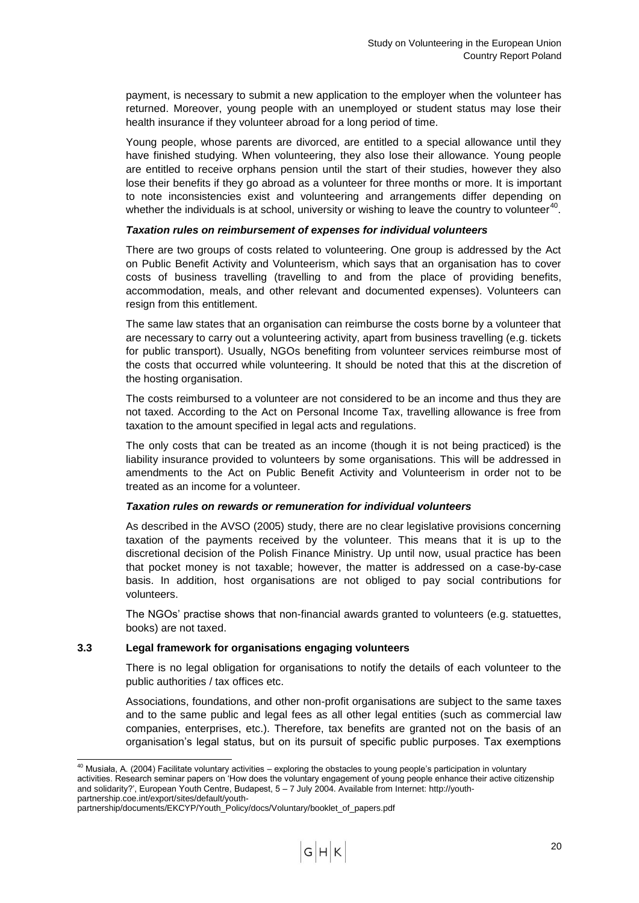payment, is necessary to submit a new application to the employer when the volunteer has returned. Moreover, young people with an unemployed or student status may lose their health insurance if they volunteer abroad for a long period of time.

Young people, whose parents are divorced, are entitled to a special allowance until they have finished studying. When volunteering, they also lose their allowance. Young people are entitled to receive orphans pension until the start of their studies, however they also lose their benefits if they go abroad as a volunteer for three months or more. It is important to note inconsistencies exist and volunteering and arrangements differ depending on whether the individuals is at school, university or wishing to leave the country to volunteer[40].

***Taxation rules on reimbursement of expenses for individual volunteers***

There are two groups of costs related to volunteering. One group is addressed by the Act on Public Benefit Activity and Volunteerism, which says that an organisation has to cover costs of business travelling (travelling to and from the place of providing benefits, accommodation, meals, and other relevant and documented expenses). Volunteers can resign from this entitlement.

The same law states that an organisation can reimburse the costs borne by a volunteer that are necessary to carry out a volunteering activity, apart from business travelling (e.g. tickets for public transport). Usually, NGOs benefiting from volunteer services reimburse most of the costs that occurred while volunteering. It should be noted that this at the discretion of the hosting organisation.

The costs reimbursed to a volunteer are not considered to be an income and thus they are not taxed. According to the Act on Personal Income Tax, travelling allowance is free from taxation to the amount specified in legal acts and regulations.

The only costs that can be treated as an income (though it is not being practiced) is the liability insurance provided to volunteers by some organisations. This will be addressed in amendments to the Act on Public Benefit Activity and Volunteerism in order not to be treated as an income for a volunteer.

***Taxation rules on rewards or remuneration for individual volunteers***

As described in the AVSO (2005) study, there are no clear legislative provisions concerning taxation of the payments received by the volunteer. This means that it is up to the discretional decision of the Polish Finance Ministry. Up until now, usual practice has been that pocket money is not taxable; however, the matter is addressed on a case-by-case basis. In addition, host organisations are not obliged to pay social contributions for volunteers.

The NGOs' practise shows that non-financial awards granted to volunteers (e.g. statuettes, books) are not taxed.

### 3.3 Legal framework for organisations engaging volunteers

There is no legal obligation for organisations to notify the details of each volunteer to the public authorities / tax offices etc.

Associations, foundations, and other non-profit organisations are subject to the same taxes and to the same public and legal fees as all other legal entities (such as commercial law companies, enterprises, etc.). Therefore, tax benefits are granted not on the basis of an organisation's legal status, but on its pursuit of specific public purposes. Tax exemptions

---

[40] Musiała, A. (2004) Facilitate voluntary activities – exploring the obstacles to young people's participation in voluntary activities. Research seminar papers on 'How does the voluntary engagement of young people enhance their active citizenship and solidarity?', European Youth Centre, Budapest, 5 – 7 July 2004. Available from Internet: http://youth-partnership.coe.int/export/sites/default/youth-partnership/documents/EKCYP/Youth_Policy/docs/Voluntary/booklet_of_papers.pdf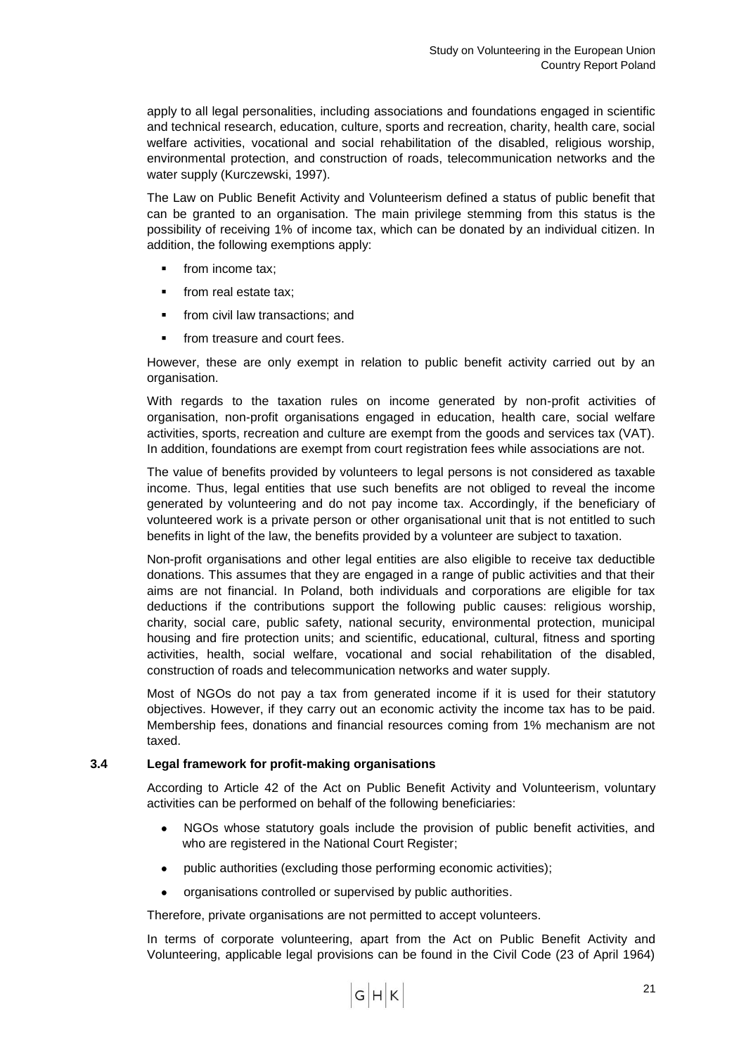apply to all legal personalities, including associations and foundations engaged in scientific and technical research, education, culture, sports and recreation, charity, health care, social welfare activities, vocational and social rehabilitation of the disabled, religious worship, environmental protection, and construction of roads, telecommunication networks and the water supply (Kurczewski, 1997).

The Law on Public Benefit Activity and Volunteerism defined a status of public benefit that can be granted to an organisation. The main privilege stemming from this status is the possibility of receiving 1% of income tax, which can be donated by an individual citizen. In addition, the following exemptions apply:

- from income tax;
- from real estate tax;
- from civil law transactions; and
- from treasure and court fees.

However, these are only exempt in relation to public benefit activity carried out by an organisation.

With regards to the taxation rules on income generated by non-profit activities of organisation, non-profit organisations engaged in education, health care, social welfare activities, sports, recreation and culture are exempt from the goods and services tax (VAT). In addition, foundations are exempt from court registration fees while associations are not.

The value of benefits provided by volunteers to legal persons is not considered as taxable income. Thus, legal entities that use such benefits are not obliged to reveal the income generated by volunteering and do not pay income tax. Accordingly, if the beneficiary of volunteered work is a private person or other organisational unit that is not entitled to such benefits in light of the law, the benefits provided by a volunteer are subject to taxation.

Non-profit organisations and other legal entities are also eligible to receive tax deductible donations. This assumes that they are engaged in a range of public activities and that their aims are not financial. In Poland, both individuals and corporations are eligible for tax deductions if the contributions support the following public causes: religious worship, charity, social care, public safety, national security, environmental protection, municipal housing and fire protection units; and scientific, educational, cultural, fitness and sporting activities, health, social welfare, vocational and social rehabilitation of the disabled, construction of roads and telecommunication networks and water supply.

Most of NGOs do not pay a tax from generated income if it is used for their statutory objectives. However, if they carry out an economic activity the income tax has to be paid. Membership fees, donations and financial resources coming from 1% mechanism are not taxed.

### 3.4 Legal framework for profit-making organisations

According to Article 42 of the Act on Public Benefit Activity and Volunteerism, voluntary activities can be performed on behalf of the following beneficiaries:

- NGOs whose statutory goals include the provision of public benefit activities, and who are registered in the National Court Register;
- public authorities (excluding those performing economic activities);
- organisations controlled or supervised by public authorities.

Therefore, private organisations are not permitted to accept volunteers.

In terms of corporate volunteering, apart from the Act on Public Benefit Activity and Volunteering, applicable legal provisions can be found in the Civil Code (23 of April 1964)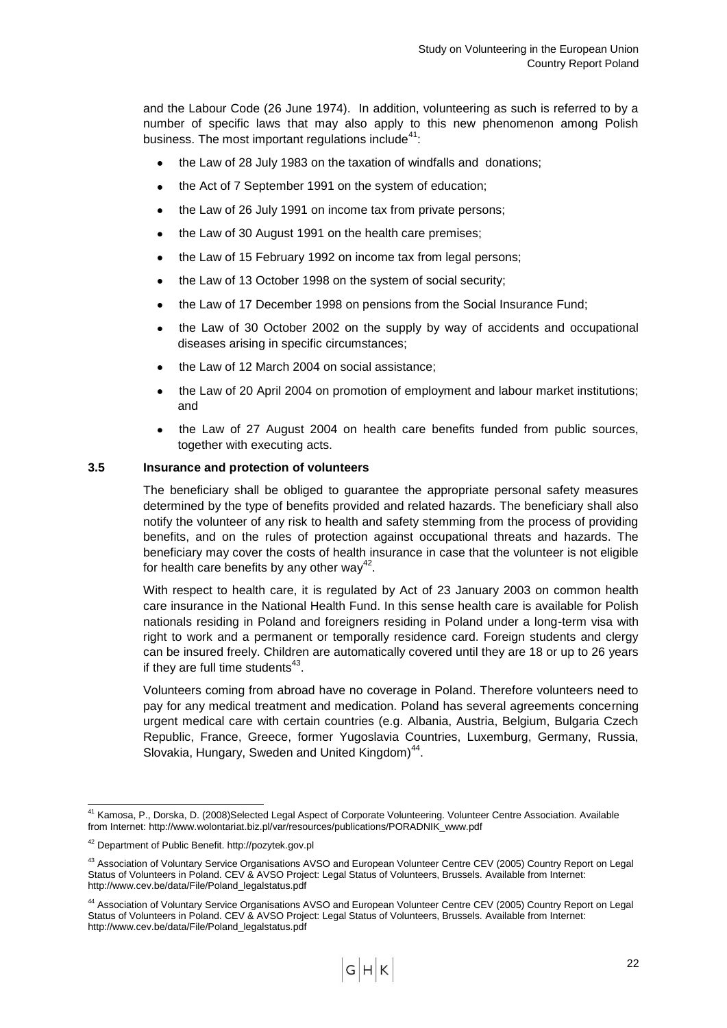and the Labour Code (26 June 1974). In addition, volunteering as such is referred to by a number of specific laws that may also apply to this new phenomenon among Polish business. The most important regulations include[41]:

- the Law of 28 July 1983 on the taxation of windfalls and donations;
- the Act of 7 September 1991 on the system of education;
- the Law of 26 July 1991 on income tax from private persons;
- the Law of 30 August 1991 on the health care premises;
- the Law of 15 February 1992 on income tax from legal persons;
- the Law of 13 October 1998 on the system of social security;
- the Law of 17 December 1998 on pensions from the Social Insurance Fund;
- the Law of 30 October 2002 on the supply by way of accidents and occupational diseases arising in specific circumstances;
- the Law of 12 March 2004 on social assistance;
- the Law of 20 April 2004 on promotion of employment and labour market institutions; and
- the Law of 27 August 2004 on health care benefits funded from public sources, together with executing acts.

### 3.5 Insurance and protection of volunteers

The beneficiary shall be obliged to guarantee the appropriate personal safety measures determined by the type of benefits provided and related hazards. The beneficiary shall also notify the volunteer of any risk to health and safety stemming from the process of providing benefits, and on the rules of protection against occupational threats and hazards. The beneficiary may cover the costs of health insurance in case that the volunteer is not eligible for health care benefits by any other way[42].

With respect to health care, it is regulated by Act of 23 January 2003 on common health care insurance in the National Health Fund. In this sense health care is available for Polish nationals residing in Poland and foreigners residing in Poland under a long-term visa with right to work and a permanent or temporally residence card. Foreign students and clergy can be insured freely. Children are automatically covered until they are 18 or up to 26 years if they are full time students[43].

Volunteers coming from abroad have no coverage in Poland. Therefore volunteers need to pay for any medical treatment and medication. Poland has several agreements concerning urgent medical care with certain countries (e.g. Albania, Austria, Belgium, Bulgaria Czech Republic, France, Greece, former Yugoslavia Countries, Luxemburg, Germany, Russia, Slovakia, Hungary, Sweden and United Kingdom)[44].

---

[41] Kamosa, P., Dorska, D. (2008)Selected Legal Aspect of Corporate Volunteering. Volunteer Centre Association. Available from Internet: http://www.wolontariat.biz.pl/var/resources/publications/PORADNIK_www.pdf

[42] Department of Public Benefit. http://pozytek.gov.pl

[43] Association of Voluntary Service Organisations AVSO and European Volunteer Centre CEV (2005) Country Report on Legal Status of Volunteers in Poland. CEV & AVSO Project: Legal Status of Volunteers, Brussels. Available from Internet: http://www.cev.be/data/File/Poland_legalstatus.pdf

[44] Association of Voluntary Service Organisations AVSO and European Volunteer Centre CEV (2005) Country Report on Legal Status of Volunteers in Poland. CEV & AVSO Project: Legal Status of Volunteers, Brussels. Available from Internet: http://www.cev.be/data/File/Poland_legalstatus.pdf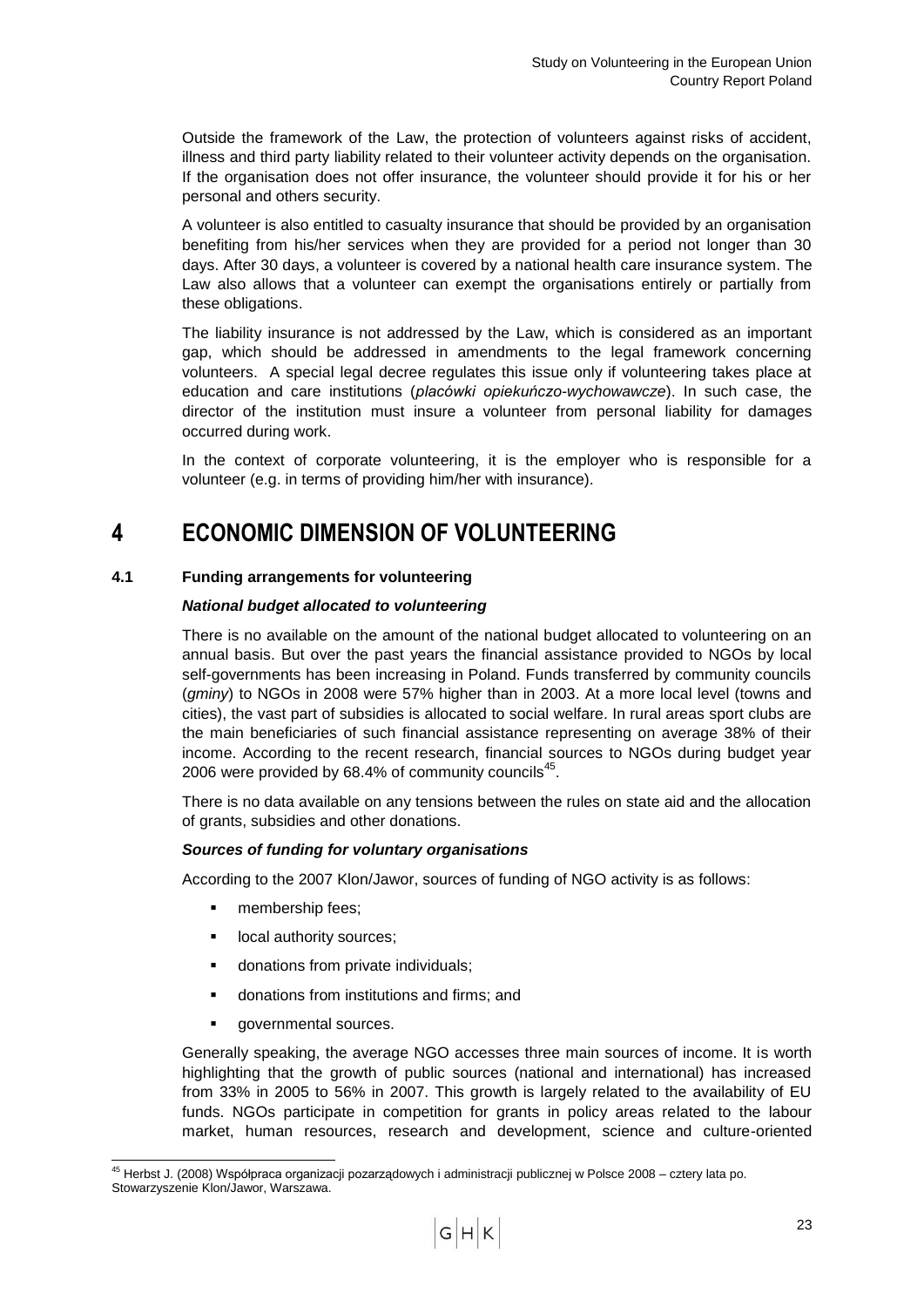Outside the framework of the Law, the protection of volunteers against risks of accident, illness and third party liability related to their volunteer activity depends on the organisation. If the organisation does not offer insurance, the volunteer should provide it for his or her personal and others security.

A volunteer is also entitled to casualty insurance that should be provided by an organisation benefiting from his/her services when they are provided for a period not longer than 30 days. After 30 days, a volunteer is covered by a national health care insurance system. The Law also allows that a volunteer can exempt the organisations entirely or partially from these obligations.

The liability insurance is not addressed by the Law, which is considered as an important gap, which should be addressed in amendments to the legal framework concerning volunteers. A special legal decree regulates this issue only if volunteering takes place at education and care institutions (*placówki opiekuńczo-wychowawcze*). In such case, the director of the institution must insure a volunteer from personal liability for damages occurred during work.

In the context of corporate volunteering, it is the employer who is responsible for a volunteer (e.g. in terms of providing him/her with insurance).

# 4 ECONOMIC DIMENSION OF VOLUNTEERING

## 4.1 Funding arrangements for volunteering

***National budget allocated to volunteering***

There is no available on the amount of the national budget allocated to volunteering on an annual basis. But over the past years the financial assistance provided to NGOs by local self-governments has been increasing in Poland. Funds transferred by community councils (*gminy*) to NGOs in 2008 were 57% higher than in 2003. At a more local level (towns and cities), the vast part of subsidies is allocated to social welfare. In rural areas sport clubs are the main beneficiaries of such financial assistance representing on average 38% of their income. According to the recent research, financial sources to NGOs during budget year 2006 were provided by 68.4% of community councils[45].

There is no data available on any tensions between the rules on state aid and the allocation of grants, subsidies and other donations.

***Sources of funding for voluntary organisations***

According to the 2007 Klon/Jawor, sources of funding of NGO activity is as follows:

- membership fees;
- local authority sources;
- donations from private individuals;
- donations from institutions and firms; and
- governmental sources.

Generally speaking, the average NGO accesses three main sources of income. It is worth highlighting that the growth of public sources (national and international) has increased from 33% in 2005 to 56% in 2007. This growth is largely related to the availability of EU funds. NGOs participate in competition for grants in policy areas related to the labour market, human resources, research and development, science and culture-oriented

[45] Herbst J. (2008) Współpraca organizacji pozarządowych i administracji publicznej w Polsce 2008 – cztery lata po. Stowarzyszenie Klon/Jawor, Warszawa.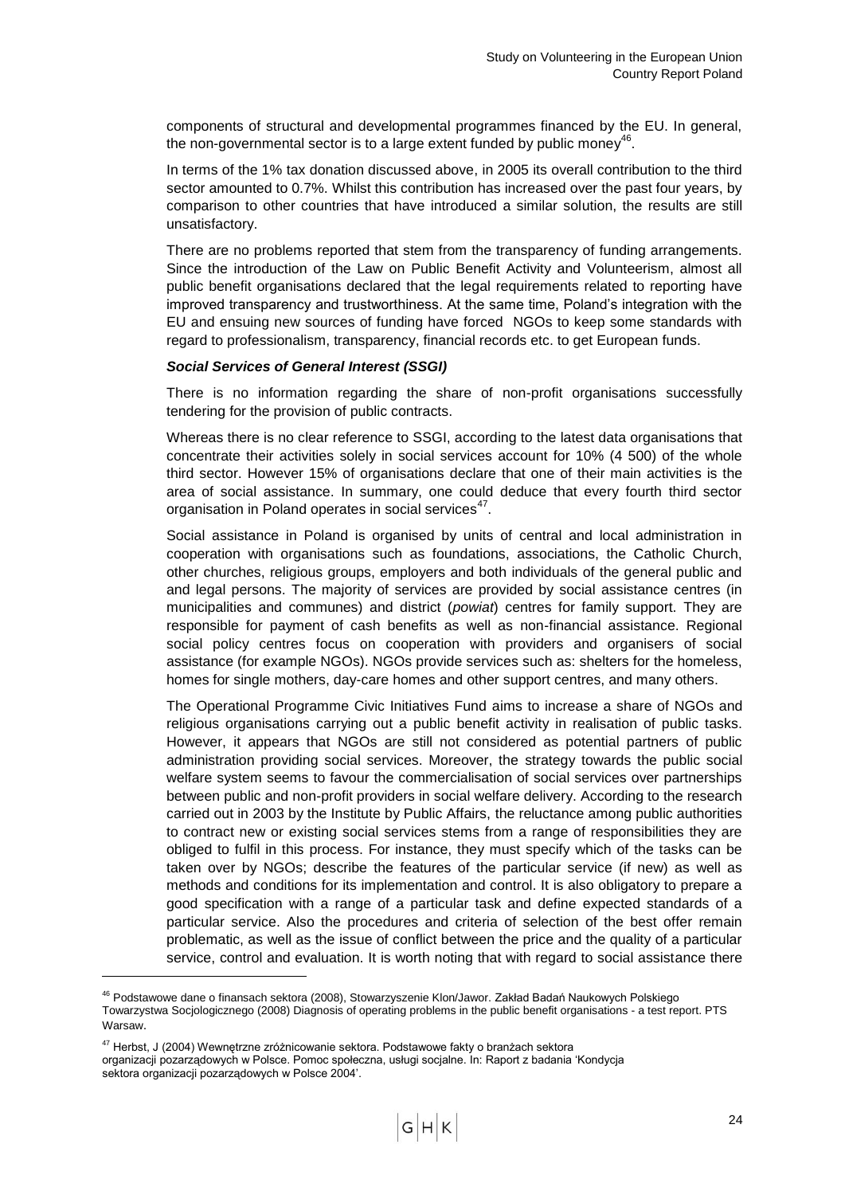components of structural and developmental programmes financed by the EU. In general, the non-governmental sector is to a large extent funded by public money[46].

In terms of the 1% tax donation discussed above, in 2005 its overall contribution to the third sector amounted to 0.7%. Whilst this contribution has increased over the past four years, by comparison to other countries that have introduced a similar solution, the results are still unsatisfactory.

There are no problems reported that stem from the transparency of funding arrangements. Since the introduction of the Law on Public Benefit Activity and Volunteerism, almost all public benefit organisations declared that the legal requirements related to reporting have improved transparency and trustworthiness. At the same time, Poland's integration with the EU and ensuing new sources of funding have forced NGOs to keep some standards with regard to professionalism, transparency, financial records etc. to get European funds.

***Social Services of General Interest (SSGI)***

There is no information regarding the share of non-profit organisations successfully tendering for the provision of public contracts.

Whereas there is no clear reference to SSGI, according to the latest data organisations that concentrate their activities solely in social services account for 10% (4 500) of the whole third sector. However 15% of organisations declare that one of their main activities is the area of social assistance. In summary, one could deduce that every fourth third sector organisation in Poland operates in social services[47].

Social assistance in Poland is organised by units of central and local administration in cooperation with organisations such as foundations, associations, the Catholic Church, other churches, religious groups, employers and both individuals of the general public and and legal persons. The majority of services are provided by social assistance centres (in municipalities and communes) and district (*powiat*) centres for family support. They are responsible for payment of cash benefits as well as non-financial assistance. Regional social policy centres focus on cooperation with providers and organisers of social assistance (for example NGOs). NGOs provide services such as: shelters for the homeless, homes for single mothers, day-care homes and other support centres, and many others.

The Operational Programme Civic Initiatives Fund aims to increase a share of NGOs and religious organisations carrying out a public benefit activity in realisation of public tasks. However, it appears that NGOs are still not considered as potential partners of public administration providing social services. Moreover, the strategy towards the public social welfare system seems to favour the commercialisation of social services over partnerships between public and non-profit providers in social welfare delivery. According to the research carried out in 2003 by the Institute by Public Affairs, the reluctance among public authorities to contract new or existing social services stems from a range of responsibilities they are obliged to fulfil in this process. For instance, they must specify which of the tasks can be taken over by NGOs; describe the features of the particular service (if new) as well as methods and conditions for its implementation and control. It is also obligatory to prepare a good specification with a range of a particular task and define expected standards of a particular service. Also the procedures and criteria of selection of the best offer remain problematic, as well as the issue of conflict between the price and the quality of a particular service, control and evaluation. It is worth noting that with regard to social assistance there

---

[46] Podstawowe dane o finansach sektora (2008), Stowarzyszenie Klon/Jawor. Zakład Badań Naukowych Polskiego Towarzystwa Socjologicznego (2008) Diagnosis of operating problems in the public benefit organisations - a test report. PTS Warsaw.

[47] Herbst, J (2004) Wewnętrzne zróżnicowanie sektora. Podstawowe fakty o branżach sektora organizacji pozarządowych w Polsce. Pomoc społeczna, usługi socjalne. In: Raport z badania 'Kondycja sektora organizacji pozarządowych w Polsce 2004'.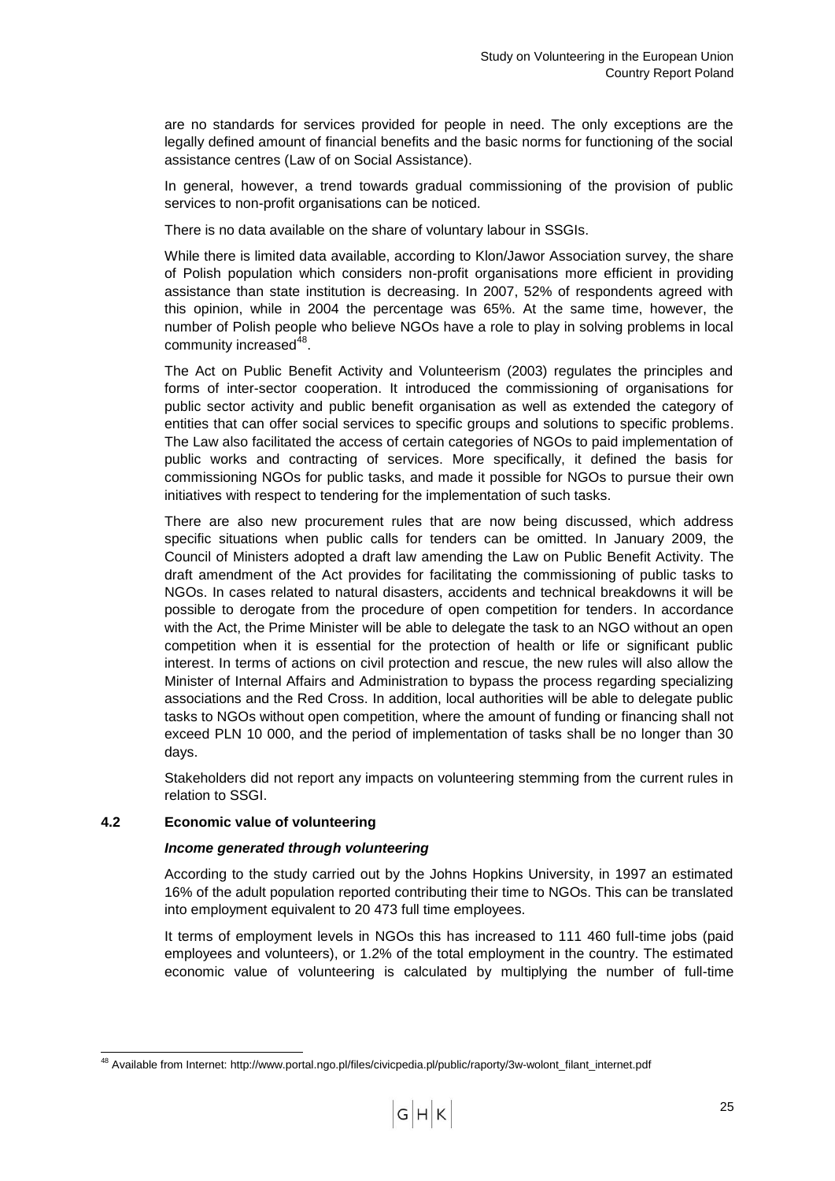are no standards for services provided for people in need. The only exceptions are the legally defined amount of financial benefits and the basic norms for functioning of the social assistance centres (Law of on Social Assistance).

In general, however, a trend towards gradual commissioning of the provision of public services to non-profit organisations can be noticed.

There is no data available on the share of voluntary labour in SSGIs.

While there is limited data available, according to Klon/Jawor Association survey, the share of Polish population which considers non-profit organisations more efficient in providing assistance than state institution is decreasing. In 2007, 52% of respondents agreed with this opinion, while in 2004 the percentage was 65%. At the same time, however, the number of Polish people who believe NGOs have a role to play in solving problems in local community increased[48].

The Act on Public Benefit Activity and Volunteerism (2003) regulates the principles and forms of inter-sector cooperation. It introduced the commissioning of organisations for public sector activity and public benefit organisation as well as extended the category of entities that can offer social services to specific groups and solutions to specific problems. The Law also facilitated the access of certain categories of NGOs to paid implementation of public works and contracting of services. More specifically, it defined the basis for commissioning NGOs for public tasks, and made it possible for NGOs to pursue their own initiatives with respect to tendering for the implementation of such tasks.

There are also new procurement rules that are now being discussed, which address specific situations when public calls for tenders can be omitted. In January 2009, the Council of Ministers adopted a draft law amending the Law on Public Benefit Activity. The draft amendment of the Act provides for facilitating the commissioning of public tasks to NGOs. In cases related to natural disasters, accidents and technical breakdowns it will be possible to derogate from the procedure of open competition for tenders. In accordance with the Act, the Prime Minister will be able to delegate the task to an NGO without an open competition when it is essential for the protection of health or life or significant public interest. In terms of actions on civil protection and rescue, the new rules will also allow the Minister of Internal Affairs and Administration to bypass the process regarding specializing associations and the Red Cross. In addition, local authorities will be able to delegate public tasks to NGOs without open competition, where the amount of funding or financing shall not exceed PLN 10 000, and the period of implementation of tasks shall be no longer than 30 days.

Stakeholders did not report any impacts on volunteering stemming from the current rules in relation to SSGI.

### 4.2 Economic value of volunteering

***Income generated through volunteering***

According to the study carried out by the Johns Hopkins University, in 1997 an estimated 16% of the adult population reported contributing their time to NGOs. This can be translated into employment equivalent to 20 473 full time employees.

It terms of employment levels in NGOs this has increased to 111 460 full-time jobs (paid employees and volunteers), or 1.2% of the total employment in the country. The estimated economic value of volunteering is calculated by multiplying the number of full-time

[48] Available from Internet: http://www.portal.ngo.pl/files/civicpedia.pl/public/raporty/3w-wolont_filant_internet.pdf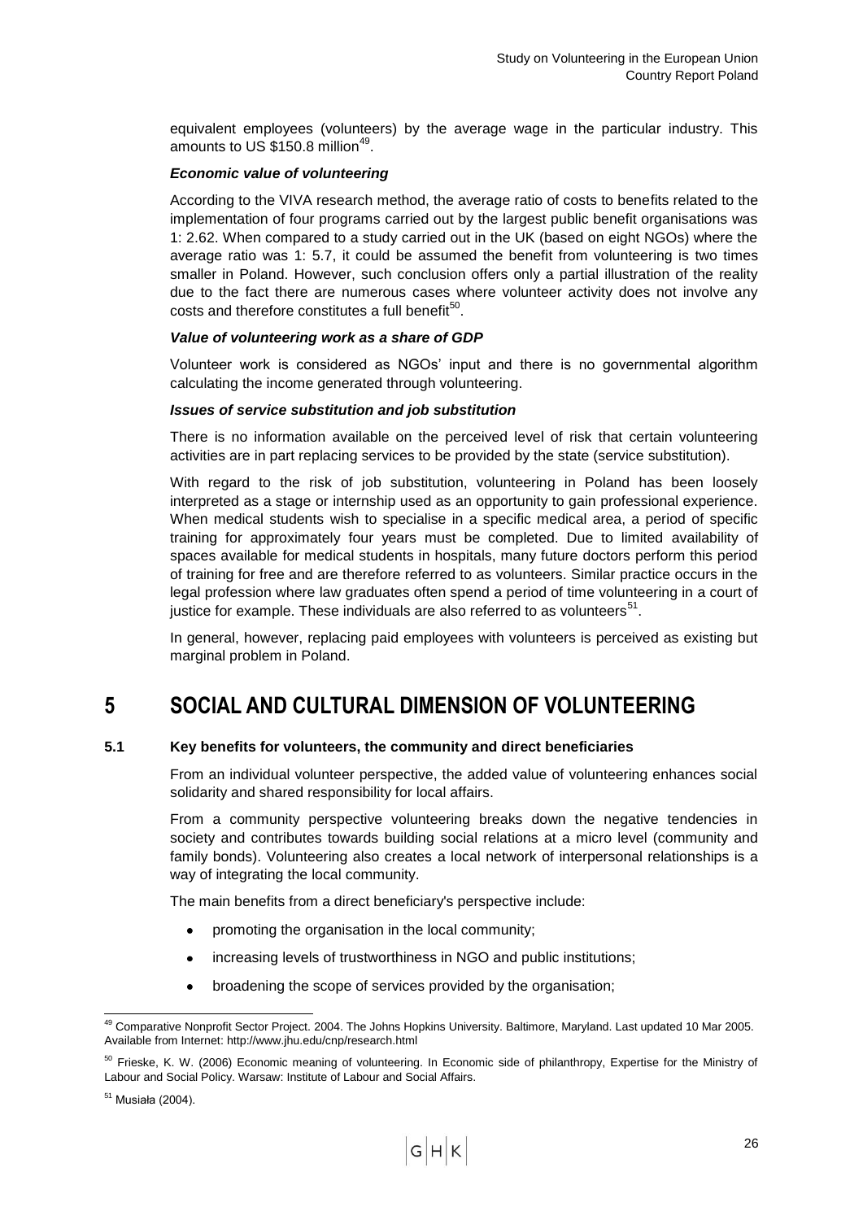equivalent employees (volunteers) by the average wage in the particular industry. This amounts to US $150.8 million[49].

#### *Economic value of volunteering*

According to the VIVA research method, the average ratio of costs to benefits related to the implementation of four programs carried out by the largest public benefit organisations was 1: 2.62. When compared to a study carried out in the UK (based on eight NGOs) where the average ratio was 1: 5.7, it could be assumed the benefit from volunteering is two times smaller in Poland. However, such conclusion offers only a partial illustration of the reality due to the fact there are numerous cases where volunteer activity does not involve any costs and therefore constitutes a full benefit[50].

#### *Value of volunteering work as a share of GDP*

Volunteer work is considered as NGOs' input and there is no governmental algorithm calculating the income generated through volunteering.

#### *Issues of service substitution and job substitution*

There is no information available on the perceived level of risk that certain volunteering activities are in part replacing services to be provided by the state (service substitution).

With regard to the risk of job substitution, volunteering in Poland has been loosely interpreted as a stage or internship used as an opportunity to gain professional experience. When medical students wish to specialise in a specific medical area, a period of specific training for approximately four years must be completed. Due to limited availability of spaces available for medical students in hospitals, many future doctors perform this period of training for free and are therefore referred to as volunteers. Similar practice occurs in the legal profession where law graduates often spend a period of time volunteering in a court of justice for example. These individuals are also referred to as volunteers[51].

In general, however, replacing paid employees with volunteers is perceived as existing but marginal problem in Poland.

# 5 SOCIAL AND CULTURAL DIMENSION OF VOLUNTEERING

### 5.1 Key benefits for volunteers, the community and direct beneficiaries

From an individual volunteer perspective, the added value of volunteering enhances social solidarity and shared responsibility for local affairs.

From a community perspective volunteering breaks down the negative tendencies in society and contributes towards building social relations at a micro level (community and family bonds). Volunteering also creates a local network of interpersonal relationships is a way of integrating the local community.

The main benefits from a direct beneficiary's perspective include:

- promoting the organisation in the local community;
- increasing levels of trustworthiness in NGO and public institutions;
- broadening the scope of services provided by the organisation;

---

[49] Comparative Nonprofit Sector Project. 2004. The Johns Hopkins University. Baltimore, Maryland. Last updated 10 Mar 2005. Available from Internet: http://www.jhu.edu/cnp/research.html

[50] Frieske, K. W. (2006) Economic meaning of volunteering. In Economic side of philanthropy, Expertise for the Ministry of Labour and Social Policy. Warsaw: Institute of Labour and Social Affairs.

[51] Musiała (2004).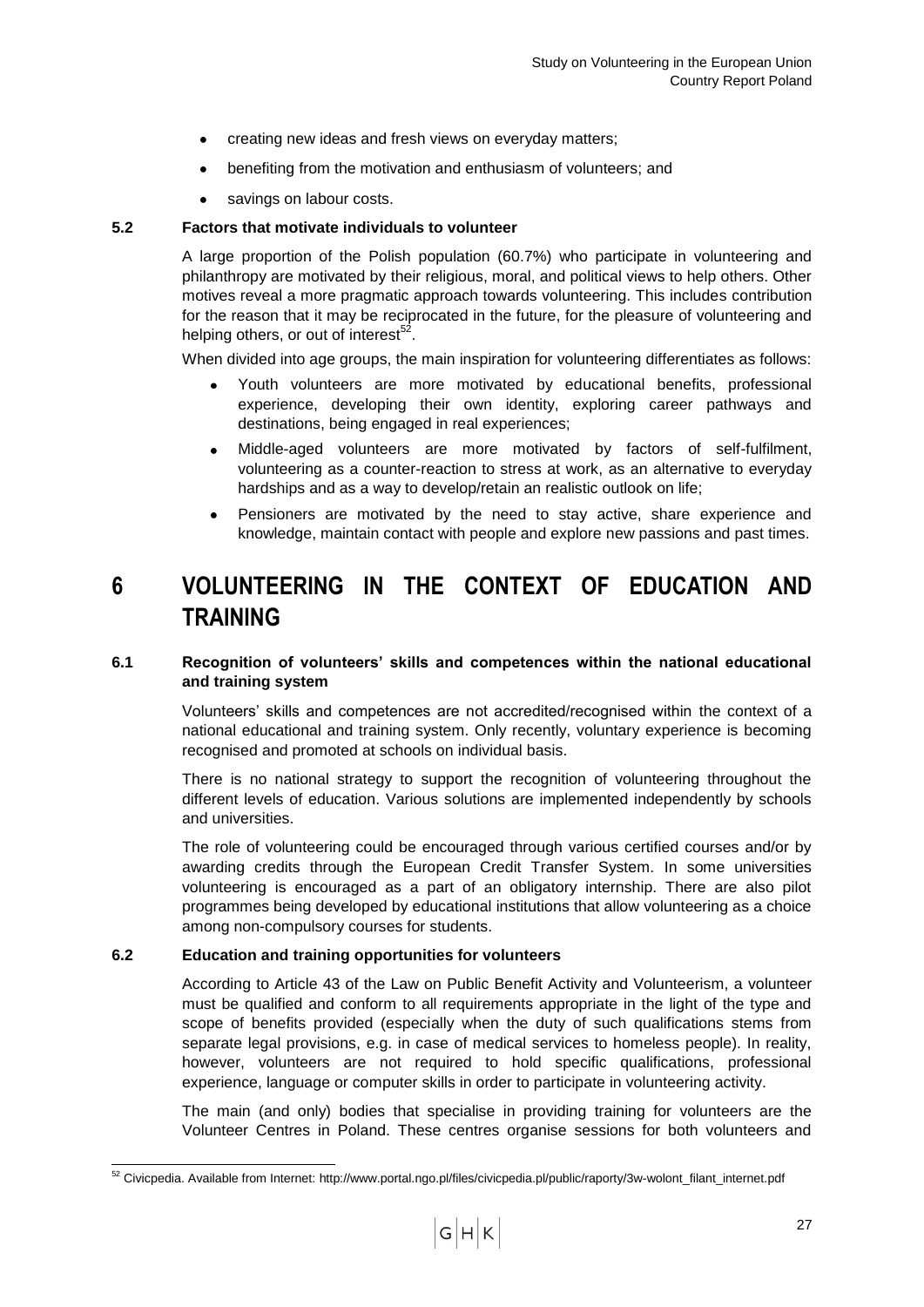- creating new ideas and fresh views on everyday matters;
- benefiting from the motivation and enthusiasm of volunteers; and
- savings on labour costs.

### 5.2 Factors that motivate individuals to volunteer

A large proportion of the Polish population (60.7%) who participate in volunteering and philanthropy are motivated by their religious, moral, and political views to help others. Other motives reveal a more pragmatic approach towards volunteering. This includes contribution for the reason that it may be reciprocated in the future, for the pleasure of volunteering and helping others, or out of interest[52].

When divided into age groups, the main inspiration for volunteering differentiates as follows:

- Youth volunteers are more motivated by educational benefits, professional experience, developing their own identity, exploring career pathways and destinations, being engaged in real experiences;
- Middle-aged volunteers are more motivated by factors of self-fulfilment, volunteering as a counter-reaction to stress at work, as an alternative to everyday hardships and as a way to develop/retain an realistic outlook on life;
- Pensioners are motivated by the need to stay active, share experience and knowledge, maintain contact with people and explore new passions and past times.

# 6 VOLUNTEERING IN THE CONTEXT OF EDUCATION AND TRAINING

### 6.1 Recognition of volunteers' skills and competences within the national educational and training system

Volunteers' skills and competences are not accredited/recognised within the context of a national educational and training system. Only recently, voluntary experience is becoming recognised and promoted at schools on individual basis.

There is no national strategy to support the recognition of volunteering throughout the different levels of education. Various solutions are implemented independently by schools and universities.

The role of volunteering could be encouraged through various certified courses and/or by awarding credits through the European Credit Transfer System. In some universities volunteering is encouraged as a part of an obligatory internship. There are also pilot programmes being developed by educational institutions that allow volunteering as a choice among non-compulsory courses for students.

### 6.2 Education and training opportunities for volunteers

According to Article 43 of the Law on Public Benefit Activity and Volunteerism, a volunteer must be qualified and conform to all requirements appropriate in the light of the type and scope of benefits provided (especially when the duty of such qualifications stems from separate legal provisions, e.g. in case of medical services to homeless people). In reality, however, volunteers are not required to hold specific qualifications, professional experience, language or computer skills in order to participate in volunteering activity.

The main (and only) bodies that specialise in providing training for volunteers are the Volunteer Centres in Poland. These centres organise sessions for both volunteers and

---

[52] Civicpedia. Available from Internet: http://www.portal.ngo.pl/files/civicpedia.pl/public/raporty/3w-wolont_filant_internet.pdf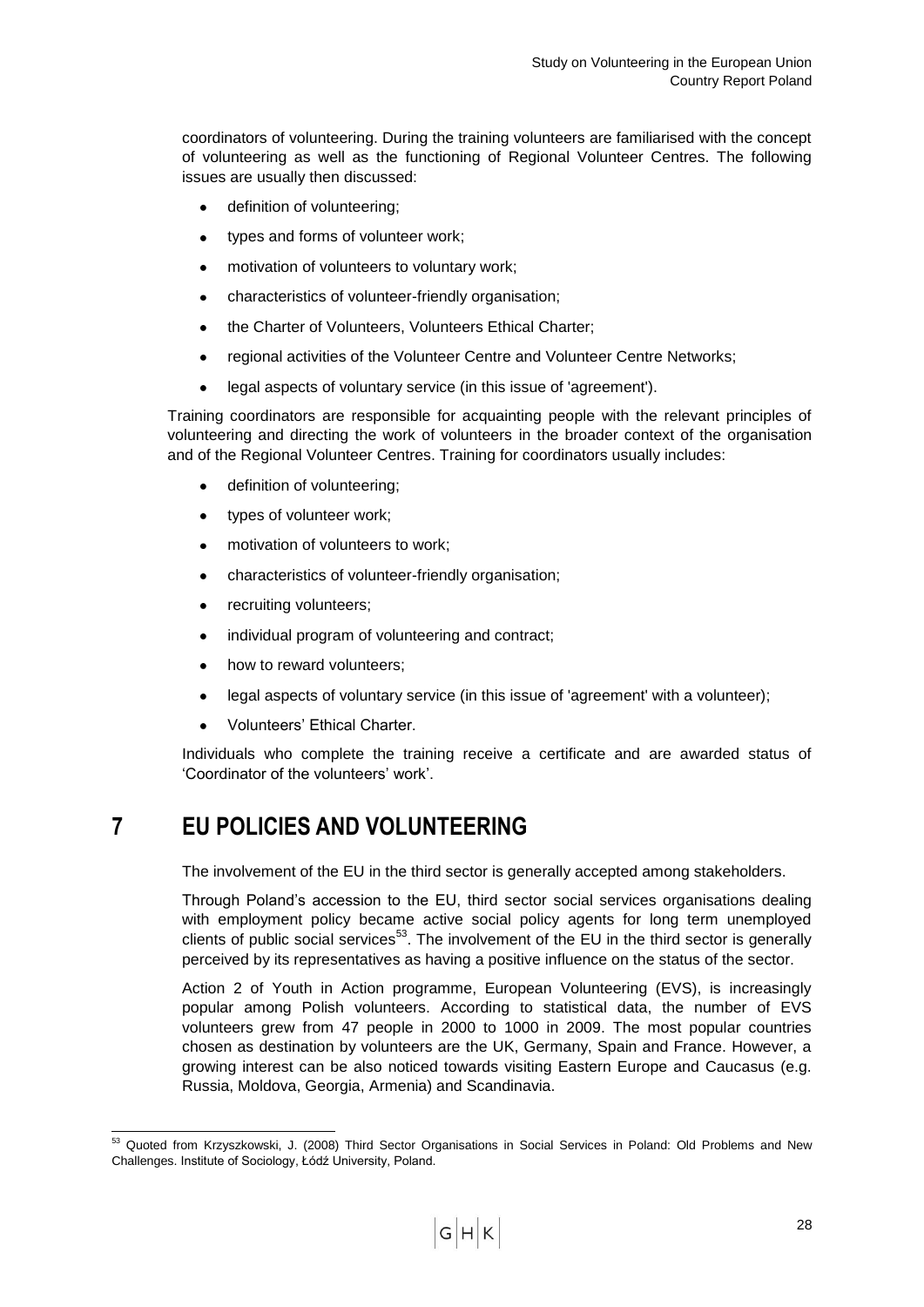coordinators of volunteering. During the training volunteers are familiarised with the concept of volunteering as well as the functioning of Regional Volunteer Centres. The following issues are usually then discussed:

- definition of volunteering;
- types and forms of volunteer work;
- motivation of volunteers to voluntary work;
- characteristics of volunteer-friendly organisation;
- the Charter of Volunteers, Volunteers Ethical Charter;
- regional activities of the Volunteer Centre and Volunteer Centre Networks;
- legal aspects of voluntary service (in this issue of 'agreement').

Training coordinators are responsible for acquainting people with the relevant principles of volunteering and directing the work of volunteers in the broader context of the organisation and of the Regional Volunteer Centres. Training for coordinators usually includes:

- definition of volunteering;
- types of volunteer work;
- motivation of volunteers to work;
- characteristics of volunteer-friendly organisation;
- recruiting volunteers;
- individual program of volunteering and contract;
- how to reward volunteers;
- legal aspects of voluntary service (in this issue of 'agreement' with a volunteer);
- Volunteers' Ethical Charter.

Individuals who complete the training receive a certificate and are awarded status of 'Coordinator of the volunteers' work'.

# 7 EU POLICIES AND VOLUNTEERING

The involvement of the EU in the third sector is generally accepted among stakeholders.

Through Poland's accession to the EU, third sector social services organisations dealing with employment policy became active social policy agents for long term unemployed clients of public social services[53]. The involvement of the EU in the third sector is generally perceived by its representatives as having a positive influence on the status of the sector.

Action 2 of Youth in Action programme, European Volunteering (EVS), is increasingly popular among Polish volunteers. According to statistical data, the number of EVS volunteers grew from 47 people in 2000 to 1000 in 2009. The most popular countries chosen as destination by volunteers are the UK, Germany, Spain and France. However, a growing interest can be also noticed towards visiting Eastern Europe and Caucasus (e.g. Russia, Moldova, Georgia, Armenia) and Scandinavia.

[53] Quoted from Krzyszkowski, J. (2008) Third Sector Organisations in Social Services in Poland: Old Problems and New Challenges. Institute of Sociology, Łódź University, Poland.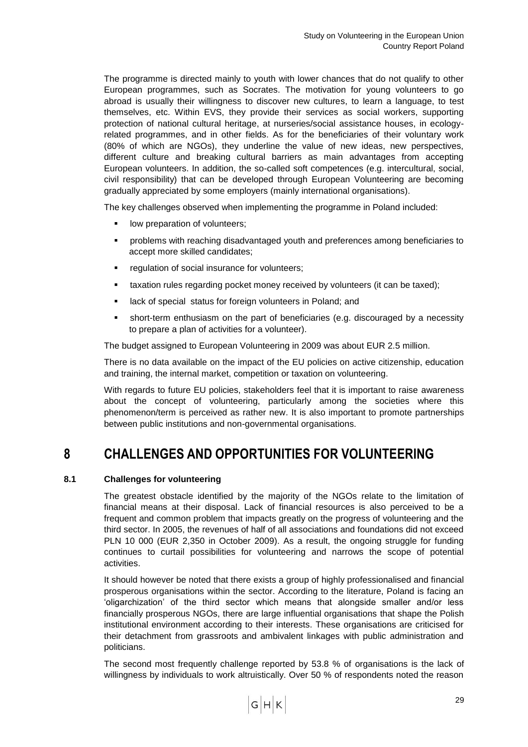The programme is directed mainly to youth with lower chances that do not qualify to other European programmes, such as Socrates. The motivation for young volunteers to go abroad is usually their willingness to discover new cultures, to learn a language, to test themselves, etc. Within EVS, they provide their services as social workers, supporting protection of national cultural heritage, at nurseries/social assistance houses, in ecology-related programmes, and in other fields. As for the beneficiaries of their voluntary work (80% of which are NGOs), they underline the value of new ideas, new perspectives, different culture and breaking cultural barriers as main advantages from accepting European volunteers. In addition, the so-called soft competences (e.g. intercultural, social, civil responsibility) that can be developed through European Volunteering are becoming gradually appreciated by some employers (mainly international organisations).

The key challenges observed when implementing the programme in Poland included:

- low preparation of volunteers;
- problems with reaching disadvantaged youth and preferences among beneficiaries to accept more skilled candidates;
- regulation of social insurance for volunteers;
- taxation rules regarding pocket money received by volunteers (it can be taxed);
- lack of special status for foreign volunteers in Poland; and
- short-term enthusiasm on the part of beneficiaries (e.g. discouraged by a necessity to prepare a plan of activities for a volunteer).

The budget assigned to European Volunteering in 2009 was about EUR 2.5 million.

There is no data available on the impact of the EU policies on active citizenship, education and training, the internal market, competition or taxation on volunteering.

With regards to future EU policies, stakeholders feel that it is important to raise awareness about the concept of volunteering, particularly among the societies where this phenomenon/term is perceived as rather new. It is also important to promote partnerships between public institutions and non-governmental organisations.

# 8 CHALLENGES AND OPPORTUNITIES FOR VOLUNTEERING

## 8.1 Challenges for volunteering

The greatest obstacle identified by the majority of the NGOs relate to the limitation of financial means at their disposal. Lack of financial resources is also perceived to be a frequent and common problem that impacts greatly on the progress of volunteering and the third sector. In 2005, the revenues of half of all associations and foundations did not exceed PLN 10 000 (EUR 2,350 in October 2009). As a result, the ongoing struggle for funding continues to curtail possibilities for volunteering and narrows the scope of potential activities.

It should however be noted that there exists a group of highly professionalised and financial prosperous organisations within the sector. According to the literature, Poland is facing an 'oligarchization' of the third sector which means that alongside smaller and/or less financially prosperous NGOs, there are large influential organisations that shape the Polish institutional environment according to their interests. These organisations are criticised for their detachment from grassroots and ambivalent linkages with public administration and politicians.

The second most frequently challenge reported by 53.8 % of organisations is the lack of willingness by individuals to work altruistically. Over 50 % of respondents noted the reason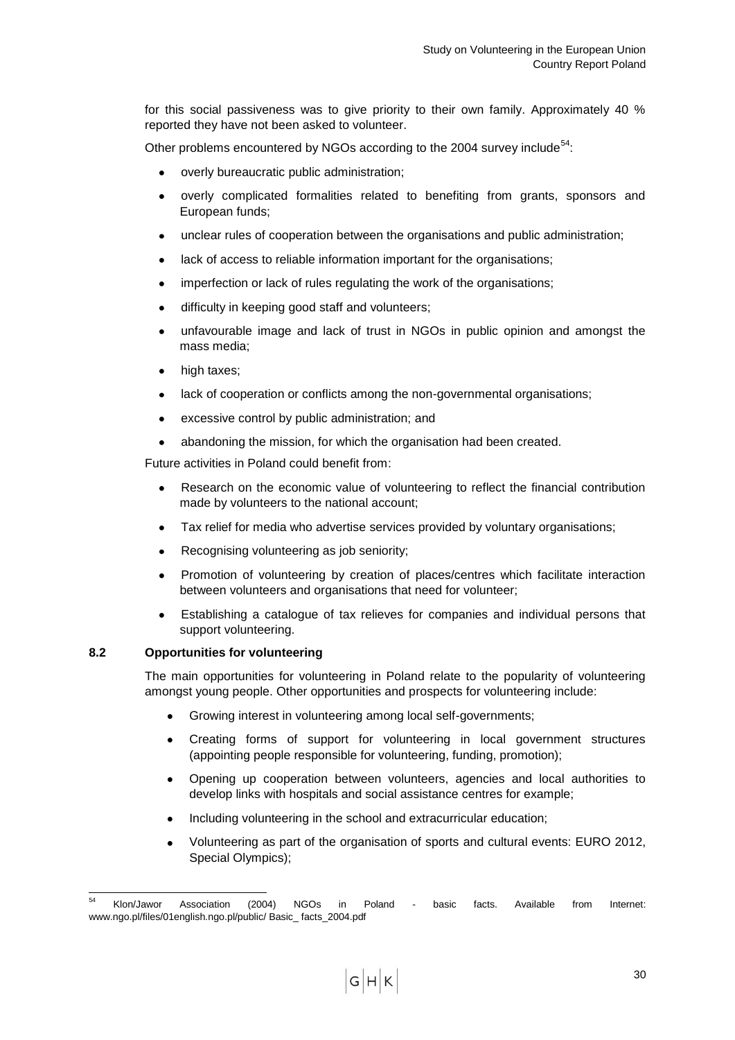for this social passiveness was to give priority to their own family. Approximately 40 % reported they have not been asked to volunteer.

Other problems encountered by NGOs according to the 2004 survey include[54]:

- overly bureaucratic public administration;
- overly complicated formalities related to benefiting from grants, sponsors and European funds;
- unclear rules of cooperation between the organisations and public administration;
- lack of access to reliable information important for the organisations;
- imperfection or lack of rules regulating the work of the organisations;
- difficulty in keeping good staff and volunteers;
- unfavourable image and lack of trust in NGOs in public opinion and amongst the mass media;
- high taxes;
- lack of cooperation or conflicts among the non-governmental organisations;
- excessive control by public administration; and
- abandoning the mission, for which the organisation had been created.

Future activities in Poland could benefit from:

- Research on the economic value of volunteering to reflect the financial contribution made by volunteers to the national account;
- Tax relief for media who advertise services provided by voluntary organisations;
- Recognising volunteering as job seniority;
- Promotion of volunteering by creation of places/centres which facilitate interaction between volunteers and organisations that need for volunteer;
- Establishing a catalogue of tax relieves for companies and individual persons that support volunteering.

### 8.2 Opportunities for volunteering

The main opportunities for volunteering in Poland relate to the popularity of volunteering amongst young people. Other opportunities and prospects for volunteering include:

- Growing interest in volunteering among local self-governments;
- Creating forms of support for volunteering in local government structures (appointing people responsible for volunteering, funding, promotion);
- Opening up cooperation between volunteers, agencies and local authorities to develop links with hospitals and social assistance centres for example;
- Including volunteering in the school and extracurricular education;
- Volunteering as part of the organisation of sports and cultural events: EURO 2012, Special Olympics);

---

[54] Klon/Jawor Association (2004) NGOs in Poland - basic facts. Available from Internet: www.ngo.pl/files/01english.ngo.pl/public/ Basic_ facts_2004.pdf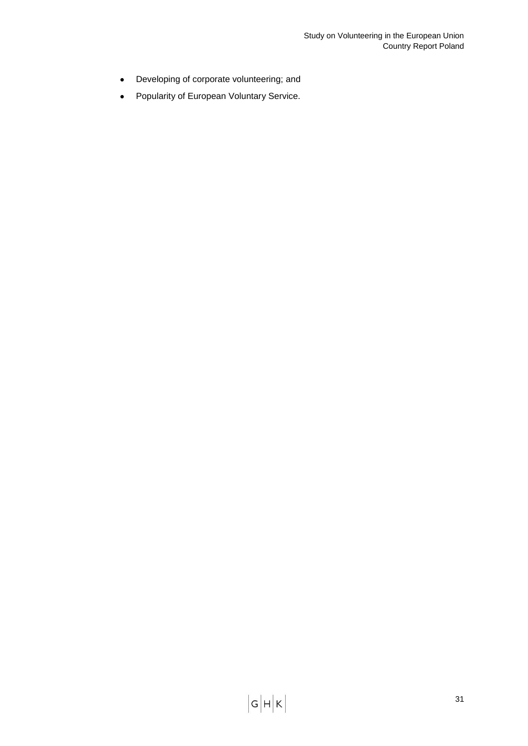- Developing of corporate volunteering; and
- Popularity of European Voluntary Service.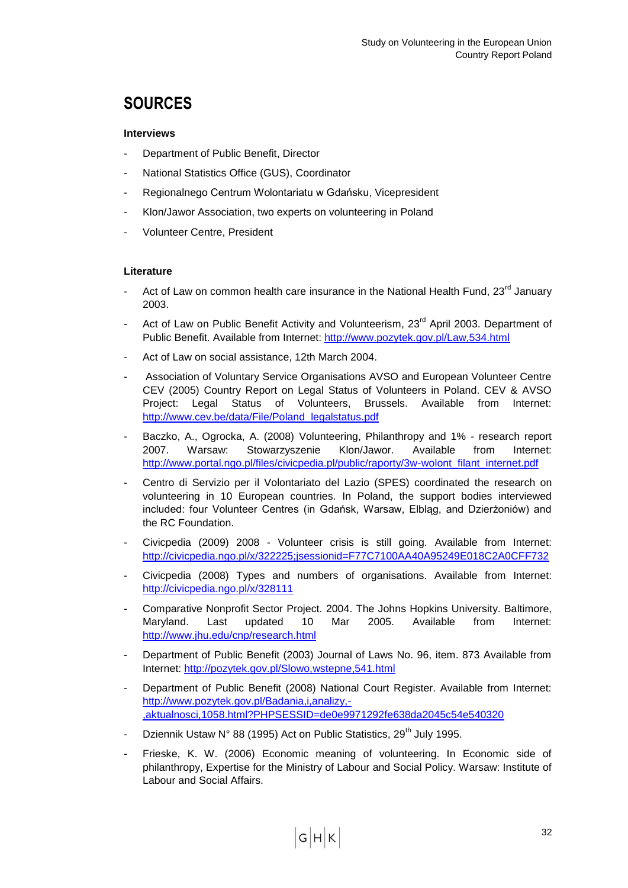# SOURCES

**Interviews**

- Department of Public Benefit, Director
- National Statistics Office (GUS), Coordinator
- Regionalnego Centrum Wolontariatu w Gdańsku, Vicepresident
- Klon/Jawor Association, two experts on volunteering in Poland
- Volunteer Centre, President

**Literature**

- Act of Law on common health care insurance in the National Health Fund, 23rd January 2003.
- Act of Law on Public Benefit Activity and Volunteerism, 23rd April 2003. Department of Public Benefit. Available from Internet: http://www.pozytek.gov.pl/Law,534.html
- Act of Law on social assistance, 12th March 2004.
- Association of Voluntary Service Organisations AVSO and European Volunteer Centre CEV (2005) Country Report on Legal Status of Volunteers in Poland. CEV & AVSO Project: Legal Status of Volunteers, Brussels. Available from Internet: http://www.cev.be/data/File/Poland_legalstatus.pdf
- Baczko, A., Ogrocka, A. (2008) Volunteering, Philanthropy and 1% - research report 2007. Warsaw: Stowarzyszenie Klon/Jawor. Available from Internet: http://www.portal.ngo.pl/files/civicpedia.pl/public/raporty/3w-wolont_filant_internet.pdf
- Centro di Servizio per il Volontariato del Lazio (SPES) coordinated the research on volunteering in 10 European countries. In Poland, the support bodies interviewed included: four Volunteer Centres (in Gdańsk, Warsaw, Elbląg, and Dzierżoniów) and the RC Foundation.
- Civicpedia (2009) 2008 - Volunteer crisis is still going. Available from Internet: http://civicpedia.ngo.pl/x/322225;jsessionid=F77C7100AA40A95249E018C2A0CFF732
- Civicpedia (2008) Types and numbers of organisations. Available from Internet: http://civicpedia.ngo.pl/x/328111
- Comparative Nonprofit Sector Project. 2004. The Johns Hopkins University. Baltimore, Maryland. Last updated 10 Mar 2005. Available from Internet: http://www.jhu.edu/cnp/research.html
- Department of Public Benefit (2003) Journal of Laws No. 96, item. 873 Available from Internet: http://pozytek.gov.pl/Slowo,wstepne,541.html
- Department of Public Benefit (2008) National Court Register. Available from Internet: http://www.pozytek.gov.pl/Badania,i,analizy,-,aktualnosci,1058.html?PHPSESSID=de0e9971292fe638da2045c54e540320
- Dziennik Ustaw N° 88 (1995) Act on Public Statistics, 29th July 1995.
- Frieske, K. W. (2006) Economic meaning of volunteering. In Economic side of philanthropy, Expertise for the Ministry of Labour and Social Policy. Warsaw: Institute of Labour and Social Affairs.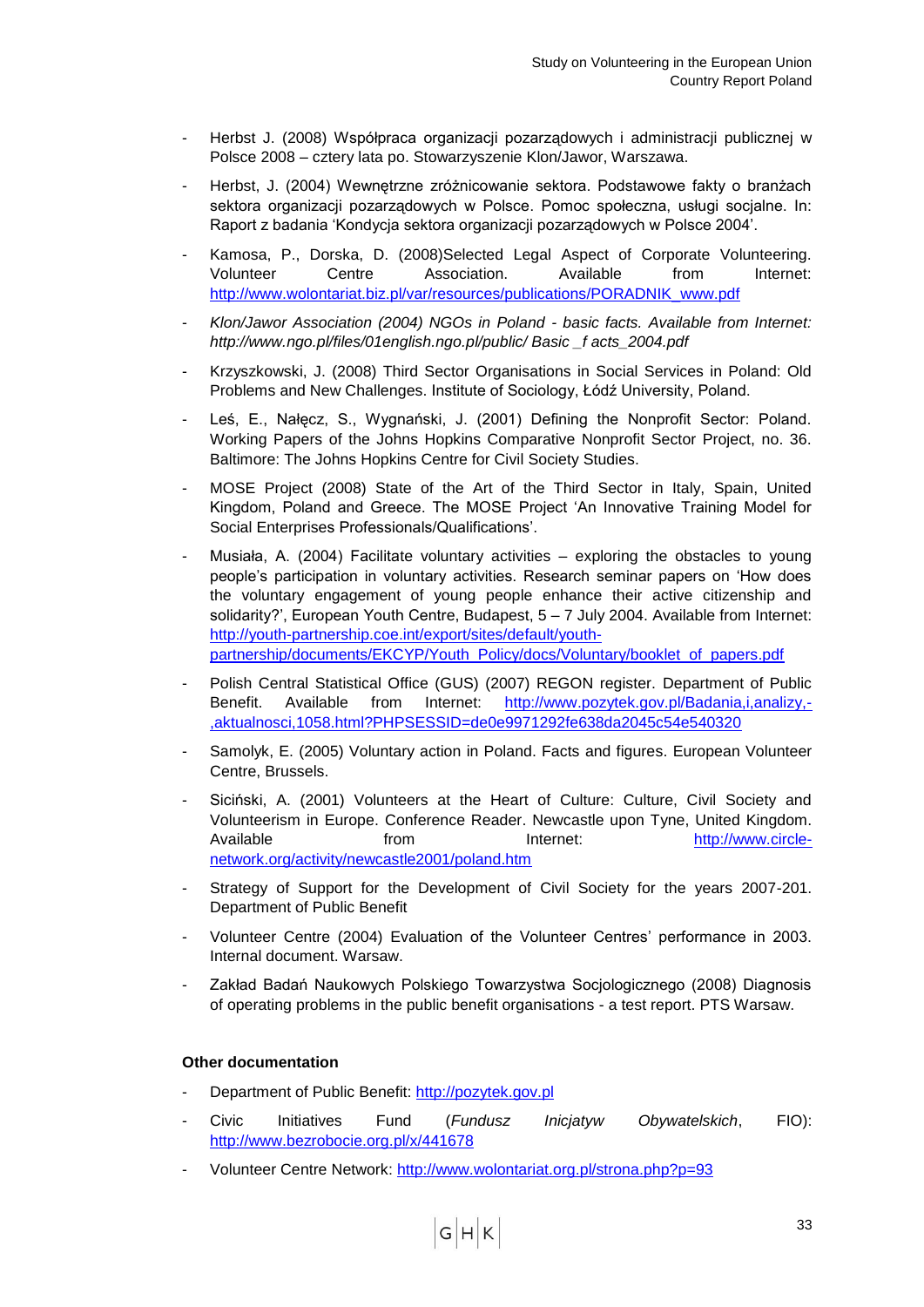- Herbst J. (2008) Współpraca organizacji pozarządowych i administracji publicznej w Polsce 2008 – cztery lata po. Stowarzyszenie Klon/Jawor, Warszawa.
- Herbst, J. (2004) Wewnętrzne zróżnicowanie sektora. Podstawowe fakty o branżach sektora organizacji pozarządowych w Polsce. Pomoc społeczna, usługi socjalne. In: Raport z badania 'Kondycja sektora organizacji pozarządowych w Polsce 2004'.
- Kamosa, P., Dorska, D. (2008)Selected Legal Aspect of Corporate Volunteering. Volunteer Centre Association. Available from Internet: http://www.wolontariat.biz.pl/var/resources/publications/PORADNIK_www.pdf
- *Klon/Jawor Association (2004) NGOs in Poland - basic facts. Available from Internet: http://www.ngo.pl/files/01english.ngo.pl/public/ Basic _f acts_2004.pdf*
- Krzyszkowski, J. (2008) Third Sector Organisations in Social Services in Poland: Old Problems and New Challenges. Institute of Sociology, Łódź University, Poland.
- Leś, E., Nałęcz, S., Wygnański, J. (2001) Defining the Nonprofit Sector: Poland. Working Papers of the Johns Hopkins Comparative Nonprofit Sector Project, no. 36. Baltimore: The Johns Hopkins Centre for Civil Society Studies.
- MOSE Project (2008) State of the Art of the Third Sector in Italy, Spain, United Kingdom, Poland and Greece. The MOSE Project 'An Innovative Training Model for Social Enterprises Professionals/Qualifications'.
- Musiała, A. (2004) Facilitate voluntary activities – exploring the obstacles to young people's participation in voluntary activities. Research seminar papers on 'How does the voluntary engagement of young people enhance their active citizenship and solidarity?', European Youth Centre, Budapest, 5 – 7 July 2004. Available from Internet: http://youth-partnership.coe.int/export/sites/default/youth-partnership/documents/EKCYP/Youth_Policy/docs/Voluntary/booklet_of_papers.pdf
- Polish Central Statistical Office (GUS) (2007) REGON register. Department of Public Benefit. Available from Internet: http://www.pozytek.gov.pl/Badania,i,analizy,-,aktualnosci,1058.html?PHPSESSID=de0e9971292fe638da2045c54e540320
- Samolyk, E. (2005) Voluntary action in Poland. Facts and figures. European Volunteer Centre, Brussels.
- Siciński, A. (2001) Volunteers at the Heart of Culture: Culture, Civil Society and Volunteerism in Europe. Conference Reader. Newcastle upon Tyne, United Kingdom. Available from Internet: http://www.circle-network.org/activity/newcastle2001/poland.htm
- Strategy of Support for the Development of Civil Society for the years 2007-201. Department of Public Benefit
- Volunteer Centre (2004) Evaluation of the Volunteer Centres' performance in 2003. Internal document. Warsaw.
- Zakład Badań Naukowych Polskiego Towarzystwa Socjologicznego (2008) Diagnosis of operating problems in the public benefit organisations - a test report. PTS Warsaw.

**Other documentation**

- Department of Public Benefit: http://pozytek.gov.pl
- Civic Initiatives Fund (*Fundusz Inicjatyw Obywatelskich*, FIO): http://www.bezrobocie.org.pl/x/441678
- Volunteer Centre Network: http://www.wolontariat.org.pl/strona.php?p=93